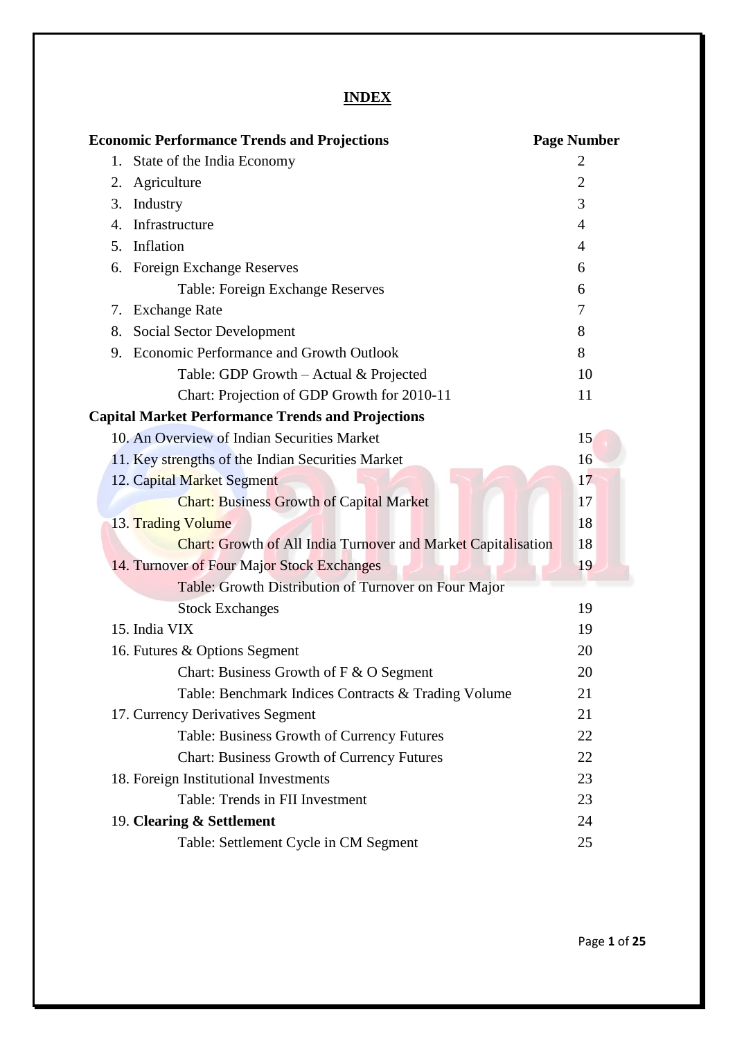# INDEX

| Economic Performance Trends and Projections | Page Number |
|---|---|
| 1. State of the India Economy | 2 |
| 2. Agriculture | 2 |
| 3. Industry | 3 |
| 4. Infrastructure | 4 |
| 5. Inflation | 4 |
| 6. Foreign Exchange Reserves | 6 |
| Table: Foreign Exchange Reserves | 6 |
| 7. Exchange Rate | 7 |
| 8. Social Sector Development | 8 |
| 9. Economic Performance and Growth Outlook | 8 |
| Table: GDP Growth – Actual & Projected | 10 |
| Chart: Projection of GDP Growth for 2010-11 | 11 |
| **Capital Market Performance Trends and Projections** | |
| 10. An Overview of Indian Securities Market | 15 |
| 11. Key strengths of the Indian Securities Market | 16 |
| 12. Capital Market Segment | 17 |
| Chart: Business Growth of Capital Market | 17 |
| 13. Trading Volume | 18 |
| Chart: Growth of All India Turnover and Market Capitalisation | 18 |
| 14. Turnover of Four Major Stock Exchanges | 19 |
| Table: Growth Distribution of Turnover on Four Major Stock Exchanges | 19 |
| 15. India VIX | 19 |
| 16. Futures & Options Segment | 20 |
| Chart: Business Growth of F & O Segment | 20 |
| Table: Benchmark Indices Contracts & Trading Volume | 21 |
| 17. Currency Derivatives Segment | 21 |
| Table: Business Growth of Currency Futures | 22 |
| Chart: Business Growth of Currency Futures | 22 |
| 18. Foreign Institutional Investments | 23 |
| Table: Trends in FII Investment | 23 |
| 19. **Clearing & Settlement** | 24 |
| Table: Settlement Cycle in CM Segment | 25 |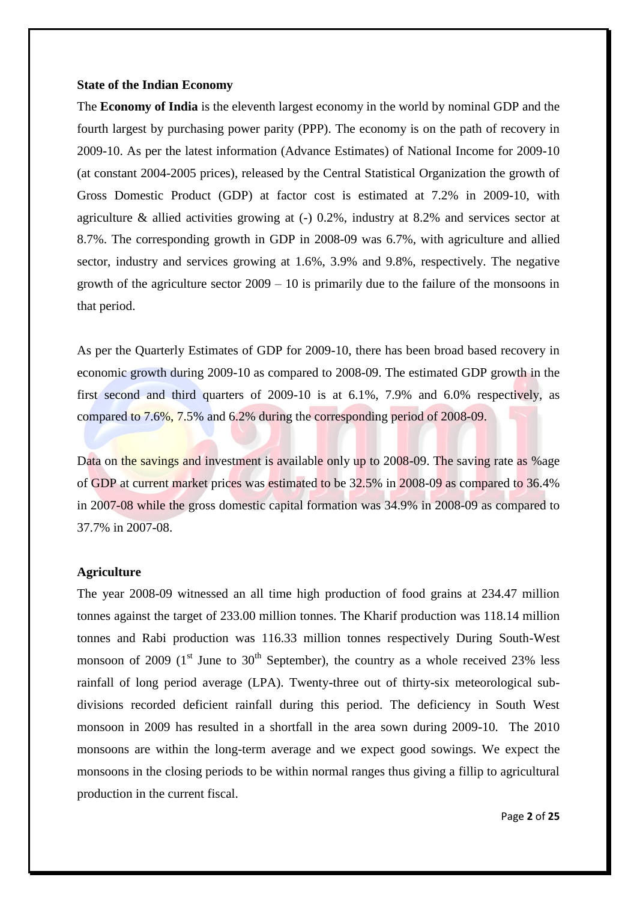**State of the Indian Economy**

The **Economy of India** is the eleventh largest economy in the world by nominal GDP and the fourth largest by purchasing power parity (PPP). The economy is on the path of recovery in 2009-10. As per the latest information (Advance Estimates) of National Income for 2009-10 (at constant 2004-2005 prices), released by the Central Statistical Organization the growth of Gross Domestic Product (GDP) at factor cost is estimated at 7.2% in 2009-10, with agriculture & allied activities growing at (-) 0.2%, industry at 8.2% and services sector at 8.7%. The corresponding growth in GDP in 2008-09 was 6.7%, with agriculture and allied sector, industry and services growing at 1.6%, 3.9% and 9.8%, respectively. The negative growth of the agriculture sector 2009 – 10 is primarily due to the failure of the monsoons in that period.

As per the Quarterly Estimates of GDP for 2009-10, there has been broad based recovery in economic growth during 2009-10 as compared to 2008-09. The estimated GDP growth in the first second and third quarters of 2009-10 is at 6.1%, 7.9% and 6.0% respectively, as compared to 7.6%, 7.5% and 6.2% during the corresponding period of 2008-09.

Data on the savings and investment is available only up to 2008-09. The saving rate as %age of GDP at current market prices was estimated to be 32.5% in 2008-09 as compared to 36.4% in 2007-08 while the gross domestic capital formation was 34.9% in 2008-09 as compared to 37.7% in 2007-08.

**Agriculture**

The year 2008-09 witnessed an all time high production of food grains at 234.47 million tonnes against the target of 233.00 million tonnes. The Kharif production was 118.14 million tonnes and Rabi production was 116.33 million tonnes respectively During South-West monsoon of 2009 (1st June to 30th September), the country as a whole received 23% less rainfall of long period average (LPA). Twenty-three out of thirty-six meteorological sub-divisions recorded deficient rainfall during this period. The deficiency in South West monsoon in 2009 has resulted in a shortfall in the area sown during 2009-10. The 2010 monsoons are within the long-term average and we expect good sowings. We expect the monsoons in the closing periods to be within normal ranges thus giving a fillip to agricultural production in the current fiscal.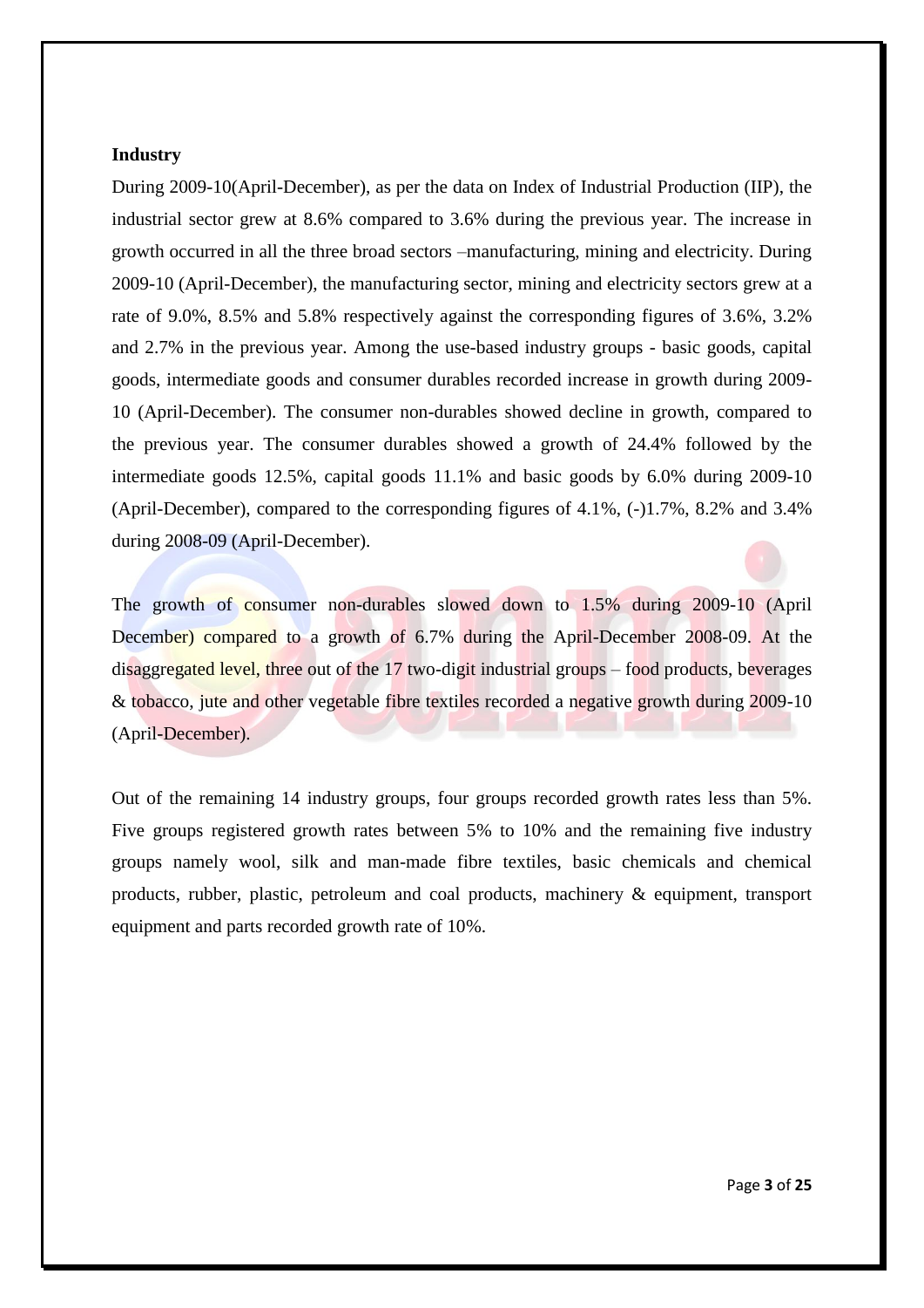**Industry**

During 2009-10(April-December), as per the data on Index of Industrial Production (IIP), the industrial sector grew at 8.6% compared to 3.6% during the previous year. The increase in growth occurred in all the three broad sectors –manufacturing, mining and electricity. During 2009-10 (April-December), the manufacturing sector, mining and electricity sectors grew at a rate of 9.0%, 8.5% and 5.8% respectively against the corresponding figures of 3.6%, 3.2% and 2.7% in the previous year. Among the use-based industry groups - basic goods, capital goods, intermediate goods and consumer durables recorded increase in growth during 2009-10 (April-December). The consumer non-durables showed decline in growth, compared to the previous year. The consumer durables showed a growth of 24.4% followed by the intermediate goods 12.5%, capital goods 11.1% and basic goods by 6.0% during 2009-10 (April-December), compared to the corresponding figures of 4.1%, (-)1.7%, 8.2% and 3.4% during 2008-09 (April-December).

The growth of consumer non-durables slowed down to 1.5% during 2009-10 (April December) compared to a growth of 6.7% during the April-December 2008-09. At the disaggregated level, three out of the 17 two-digit industrial groups – food products, beverages & tobacco, jute and other vegetable fibre textiles recorded a negative growth during 2009-10 (April-December).

Out of the remaining 14 industry groups, four groups recorded growth rates less than 5%. Five groups registered growth rates between 5% to 10% and the remaining five industry groups namely wool, silk and man-made fibre textiles, basic chemicals and chemical products, rubber, plastic, petroleum and coal products, machinery & equipment, transport equipment and parts recorded growth rate of 10%.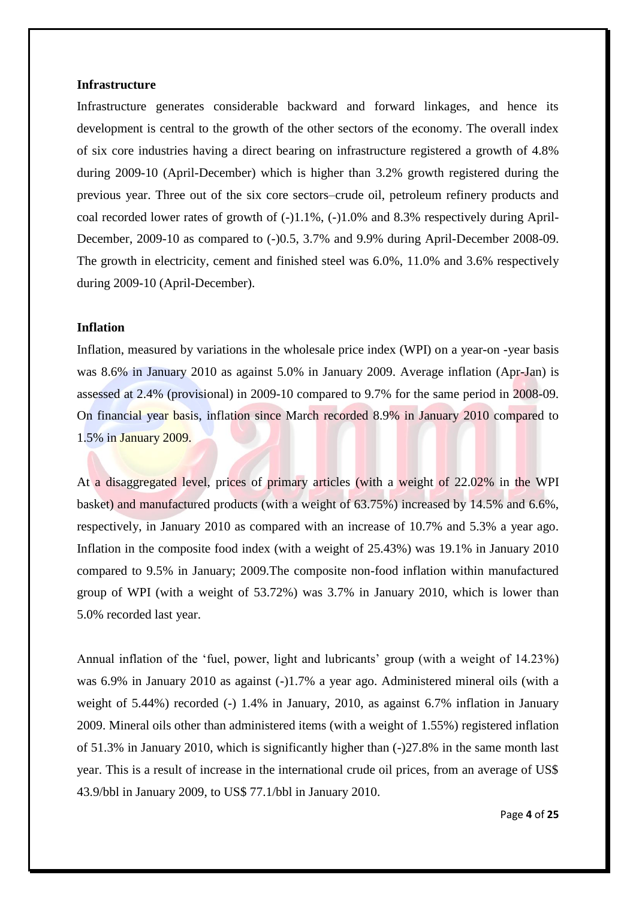**Infrastructure**

Infrastructure generates considerable backward and forward linkages, and hence its development is central to the growth of the other sectors of the economy. The overall index of six core industries having a direct bearing on infrastructure registered a growth of 4.8% during 2009-10 (April-December) which is higher than 3.2% growth registered during the previous year. Three out of the six core sectors–crude oil, petroleum refinery products and coal recorded lower rates of growth of (-)1.1%, (-)1.0% and 8.3% respectively during April-December, 2009-10 as compared to (-)0.5, 3.7% and 9.9% during April-December 2008-09. The growth in electricity, cement and finished steel was 6.0%, 11.0% and 3.6% respectively during 2009-10 (April-December).

**Inflation**

Inflation, measured by variations in the wholesale price index (WPI) on a year-on -year basis was 8.6% in January 2010 as against 5.0% in January 2009. Average inflation (Apr-Jan) is assessed at 2.4% (provisional) in 2009-10 compared to 9.7% for the same period in 2008-09. On financial year basis, inflation since March recorded 8.9% in January 2010 compared to 1.5% in January 2009.

At a disaggregated level, prices of primary articles (with a weight of 22.02% in the WPI basket) and manufactured products (with a weight of 63.75%) increased by 14.5% and 6.6%, respectively, in January 2010 as compared with an increase of 10.7% and 5.3% a year ago. Inflation in the composite food index (with a weight of 25.43%) was 19.1% in January 2010 compared to 9.5% in January; 2009.The composite non-food inflation within manufactured group of WPI (with a weight of 53.72%) was 3.7% in January 2010, which is lower than 5.0% recorded last year.

Annual inflation of the 'fuel, power, light and lubricants' group (with a weight of 14.23%) was 6.9% in January 2010 as against (-)1.7% a year ago. Administered mineral oils (with a weight of 5.44%) recorded (-) 1.4% in January, 2010, as against 6.7% inflation in January 2009. Mineral oils other than administered items (with a weight of 1.55%) registered inflation of 51.3% in January 2010, which is significantly higher than (-)27.8% in the same month last year. This is a result of increase in the international crude oil prices, from an average of US$ 43.9/bbl in January 2009, to US$ 77.1/bbl in January 2010.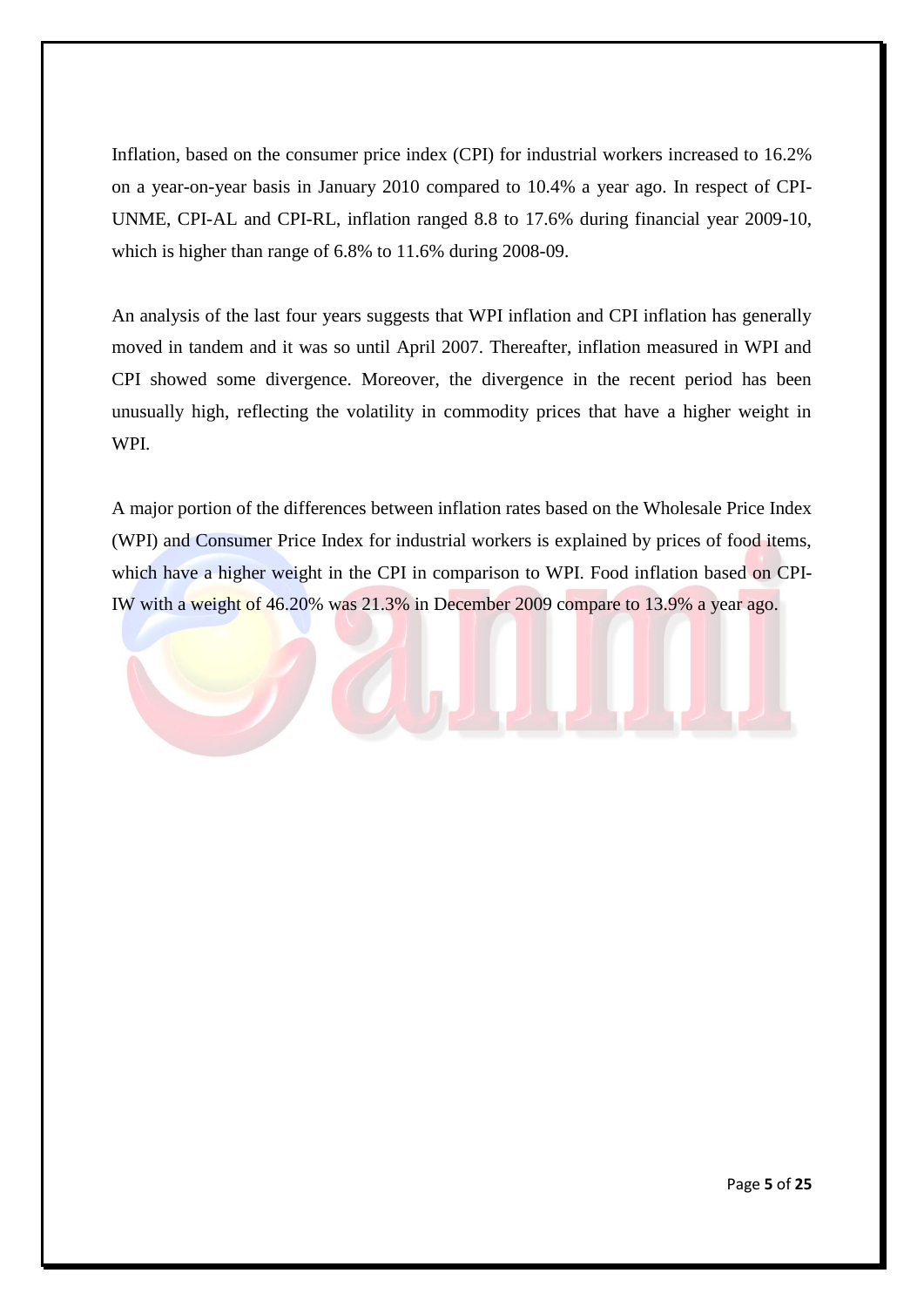Inflation, based on the consumer price index (CPI) for industrial workers increased to 16.2% on a year-on-year basis in January 2010 compared to 10.4% a year ago. In respect of CPI-UNME, CPI-AL and CPI-RL, inflation ranged 8.8 to 17.6% during financial year 2009-10, which is higher than range of 6.8% to 11.6% during 2008-09.

An analysis of the last four years suggests that WPI inflation and CPI inflation has generally moved in tandem and it was so until April 2007. Thereafter, inflation measured in WPI and CPI showed some divergence. Moreover, the divergence in the recent period has been unusually high, reflecting the volatility in commodity prices that have a higher weight in WPI.

A major portion of the differences between inflation rates based on the Wholesale Price Index (WPI) and Consumer Price Index for industrial workers is explained by prices of food items, which have a higher weight in the CPI in comparison to WPI. Food inflation based on CPI-IW with a weight of 46.20% was 21.3% in December 2009 compare to 13.9% a year ago.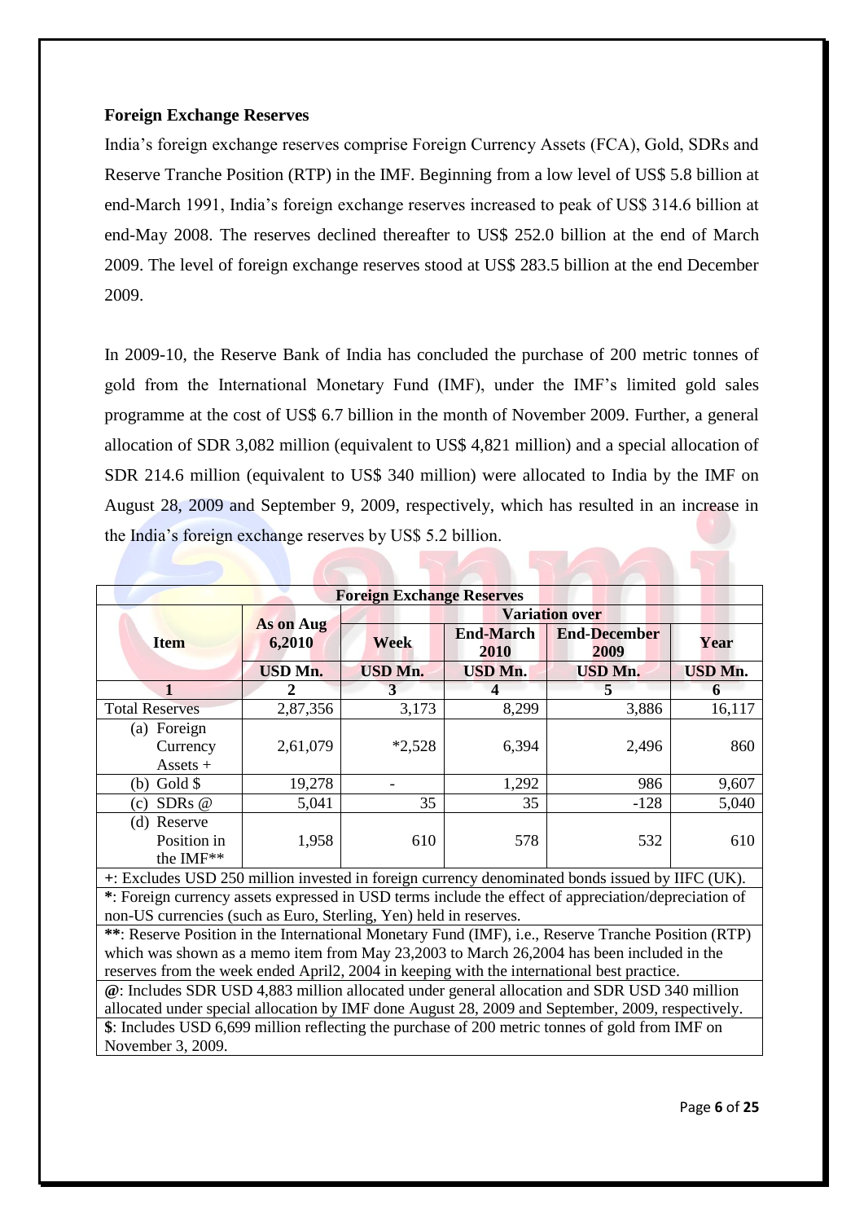**Foreign Exchange Reserves**

India's foreign exchange reserves comprise Foreign Currency Assets (FCA), Gold, SDRs and Reserve Tranche Position (RTP) in the IMF. Beginning from a low level of US$ 5.8 billion at end-March 1991, India's foreign exchange reserves increased to peak of US$ 314.6 billion at end-May 2008. The reserves declined thereafter to US$ 252.0 billion at the end of March 2009. The level of foreign exchange reserves stood at US$ 283.5 billion at the end December 2009.

In 2009-10, the Reserve Bank of India has concluded the purchase of 200 metric tonnes of gold from the International Monetary Fund (IMF), under the IMF's limited gold sales programme at the cost of US$ 6.7 billion in the month of November 2009. Further, a general allocation of SDR 3,082 million (equivalent to US$ 4,821 million) and a special allocation of SDR 214.6 million (equivalent to US$ 340 million) were allocated to India by the IMF on August 28, 2009 and September 9, 2009, respectively, which has resulted in an increase in the India's foreign exchange reserves by US$ 5.2 billion.

| **Foreign Exchange Reserves** | | | | | |
|---|---|---|---|---|---|
| **Item** | **As on Aug 6,2010** | **Variation over** | | | |
| | | **Week** | **End-March 2010** | **End-December 2009** | **Year** |
| | **USD Mn.** | **USD Mn.** | **USD Mn.** | **USD Mn.** | **USD Mn.** |
| **1** | **2** | **3** | **4** | **5** | **6** |
| Total Reserves | 2,87,356 | 3,173 | 8,299 | 3,886 | 16,117 |
| (a) Foreign Currency Assets + | 2,61,079 | *2,528 | 6,394 | 2,496 | 860 |
| (b) Gold $ | 19,278 | - | 1,292 | 986 | 9,607 |
| (c) SDRs @ | 5,041 | 35 | 35 | -128 | 5,040 |
| (d) Reserve Position in the IMF** | 1,958 | 610 | 578 | 532 | 610 |

+: Excludes USD 250 million invested in foreign currency denominated bonds issued by IIFC (UK).

**\***: Foreign currency assets expressed in USD terms include the effect of appreciation/depreciation of non-US currencies (such as Euro, Sterling, Yen) held in reserves.

**\*\***: Reserve Position in the International Monetary Fund (IMF), i.e., Reserve Tranche Position (RTP) which was shown as a memo item from May 23,2003 to March 26,2004 has been included in the reserves from the week ended April2, 2004 in keeping with the international best practice.

**@**: Includes SDR USD 4,883 million allocated under general allocation and SDR USD 340 million allocated under special allocation by IMF done August 28, 2009 and September, 2009, respectively.

**$**: Includes USD 6,699 million reflecting the purchase of 200 metric tonnes of gold from IMF on November 3, 2009.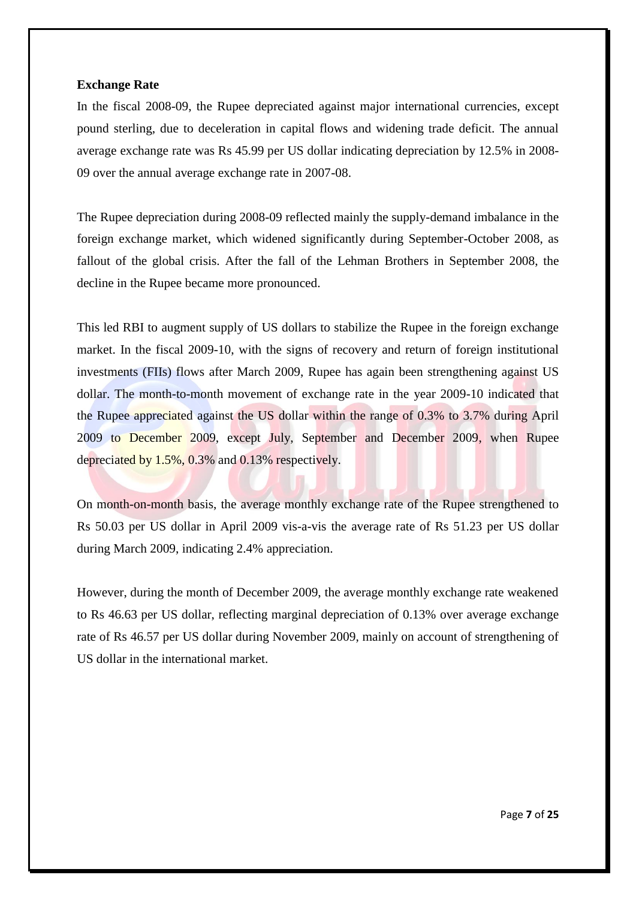**Exchange Rate**

In the fiscal 2008-09, the Rupee depreciated against major international currencies, except pound sterling, due to deceleration in capital flows and widening trade deficit. The annual average exchange rate was Rs 45.99 per US dollar indicating depreciation by 12.5% in 2008-09 over the annual average exchange rate in 2007-08.

The Rupee depreciation during 2008-09 reflected mainly the supply-demand imbalance in the foreign exchange market, which widened significantly during September-October 2008, as fallout of the global crisis. After the fall of the Lehman Brothers in September 2008, the decline in the Rupee became more pronounced.

This led RBI to augment supply of US dollars to stabilize the Rupee in the foreign exchange market. In the fiscal 2009-10, with the signs of recovery and return of foreign institutional investments (FIIs) flows after March 2009, Rupee has again been strengthening against US dollar. The month-to-month movement of exchange rate in the year 2009-10 indicated that the Rupee appreciated against the US dollar within the range of 0.3% to 3.7% during April 2009 to December 2009, except July, September and December 2009, when Rupee depreciated by 1.5%, 0.3% and 0.13% respectively.

On month-on-month basis, the average monthly exchange rate of the Rupee strengthened to Rs 50.03 per US dollar in April 2009 vis-a-vis the average rate of Rs 51.23 per US dollar during March 2009, indicating 2.4% appreciation.

However, during the month of December 2009, the average monthly exchange rate weakened to Rs 46.63 per US dollar, reflecting marginal depreciation of 0.13% over average exchange rate of Rs 46.57 per US dollar during November 2009, mainly on account of strengthening of US dollar in the international market.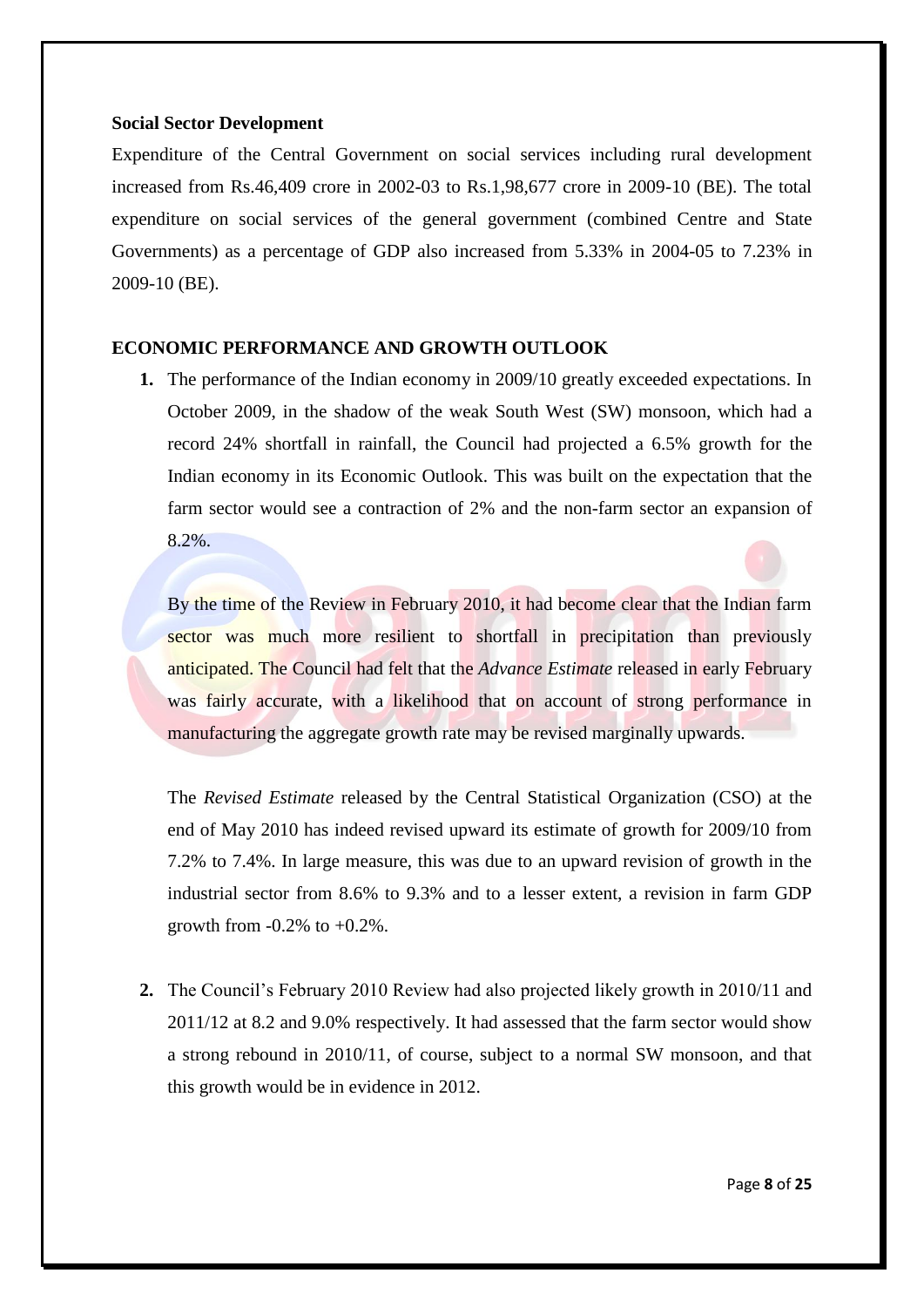**Social Sector Development**

Expenditure of the Central Government on social services including rural development increased from Rs.46,409 crore in 2002-03 to Rs.1,98,677 crore in 2009-10 (BE). The total expenditure on social services of the general government (combined Centre and State Governments) as a percentage of GDP also increased from 5.33% in 2004-05 to 7.23% in 2009-10 (BE).

## ECONOMIC PERFORMANCE AND GROWTH OUTLOOK

1. The performance of the Indian economy in 2009/10 greatly exceeded expectations. In October 2009, in the shadow of the weak South West (SW) monsoon, which had a record 24% shortfall in rainfall, the Council had projected a 6.5% growth for the Indian economy in its Economic Outlook. This was built on the expectation that the farm sector would see a contraction of 2% and the non-farm sector an expansion of 8.2%.

   By the time of the Review in February 2010, it had become clear that the Indian farm sector was much more resilient to shortfall in precipitation than previously anticipated. The Council had felt that the *Advance Estimate* released in early February was fairly accurate, with a likelihood that on account of strong performance in manufacturing the aggregate growth rate may be revised marginally upwards.

   The *Revised Estimate* released by the Central Statistical Organization (CSO) at the end of May 2010 has indeed revised upward its estimate of growth for 2009/10 from 7.2% to 7.4%. In large measure, this was due to an upward revision of growth in the industrial sector from 8.6% to 9.3% and to a lesser extent, a revision in farm GDP growth from -0.2% to +0.2%.

2. The Council's February 2010 Review had also projected likely growth in 2010/11 and 2011/12 at 8.2 and 9.0% respectively. It had assessed that the farm sector would show a strong rebound in 2010/11, of course, subject to a normal SW monsoon, and that this growth would be in evidence in 2012.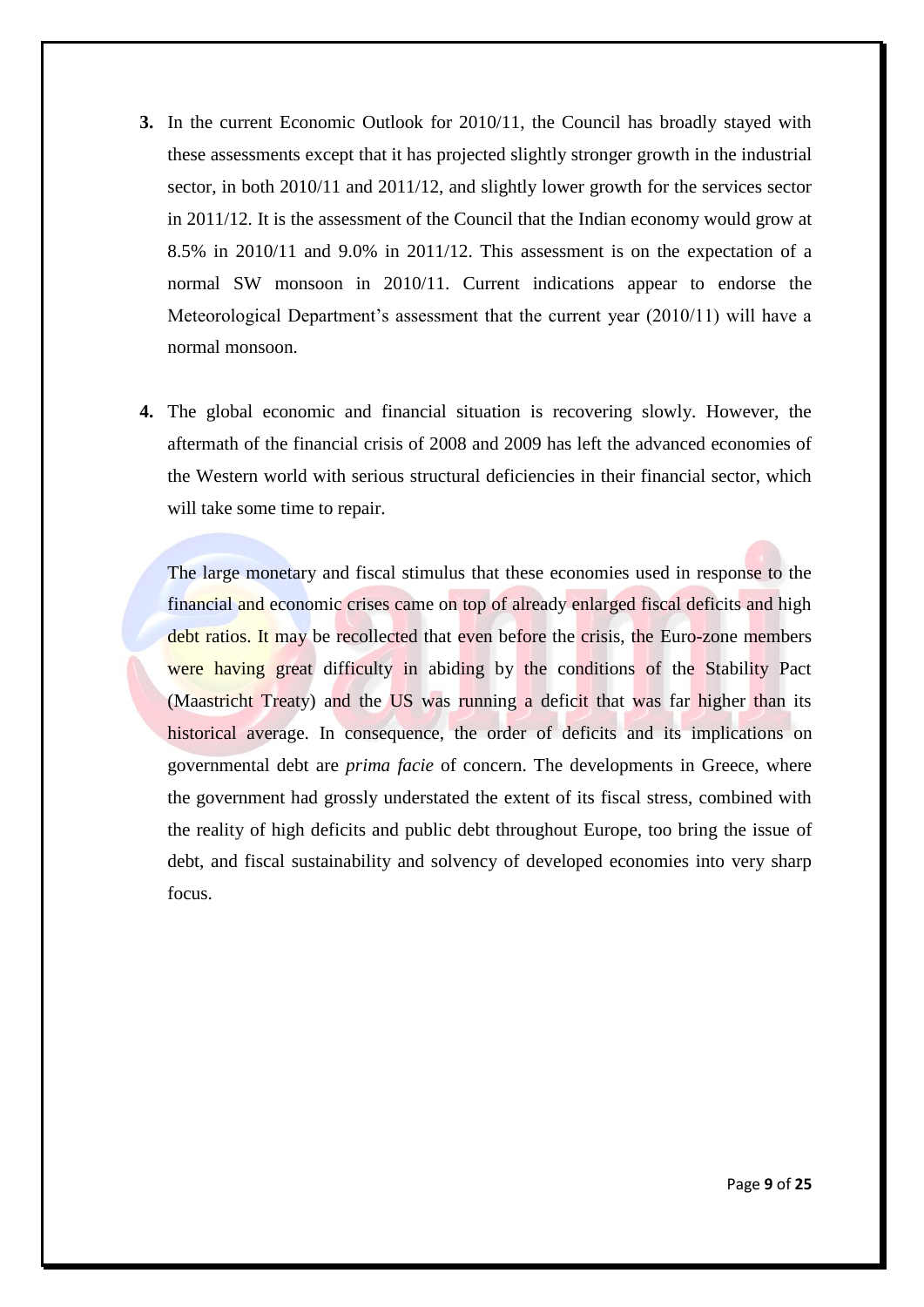**3.** In the current Economic Outlook for 2010/11, the Council has broadly stayed with these assessments except that it has projected slightly stronger growth in the industrial sector, in both 2010/11 and 2011/12, and slightly lower growth for the services sector in 2011/12. It is the assessment of the Council that the Indian economy would grow at 8.5% in 2010/11 and 9.0% in 2011/12. This assessment is on the expectation of a normal SW monsoon in 2010/11. Current indications appear to endorse the Meteorological Department's assessment that the current year (2010/11) will have a normal monsoon.

**4.** The global economic and financial situation is recovering slowly. However, the aftermath of the financial crisis of 2008 and 2009 has left the advanced economies of the Western world with serious structural deficiencies in their financial sector, which will take some time to repair.

The large monetary and fiscal stimulus that these economies used in response to the financial and economic crises came on top of already enlarged fiscal deficits and high debt ratios. It may be recollected that even before the crisis, the Euro-zone members were having great difficulty in abiding by the conditions of the Stability Pact (Maastricht Treaty) and the US was running a deficit that was far higher than its historical average. In consequence, the order of deficits and its implications on governmental debt are *prima facie* of concern. The developments in Greece, where the government had grossly understated the extent of its fiscal stress, combined with the reality of high deficits and public debt throughout Europe, too bring the issue of debt, and fiscal sustainability and solvency of developed economies into very sharp focus.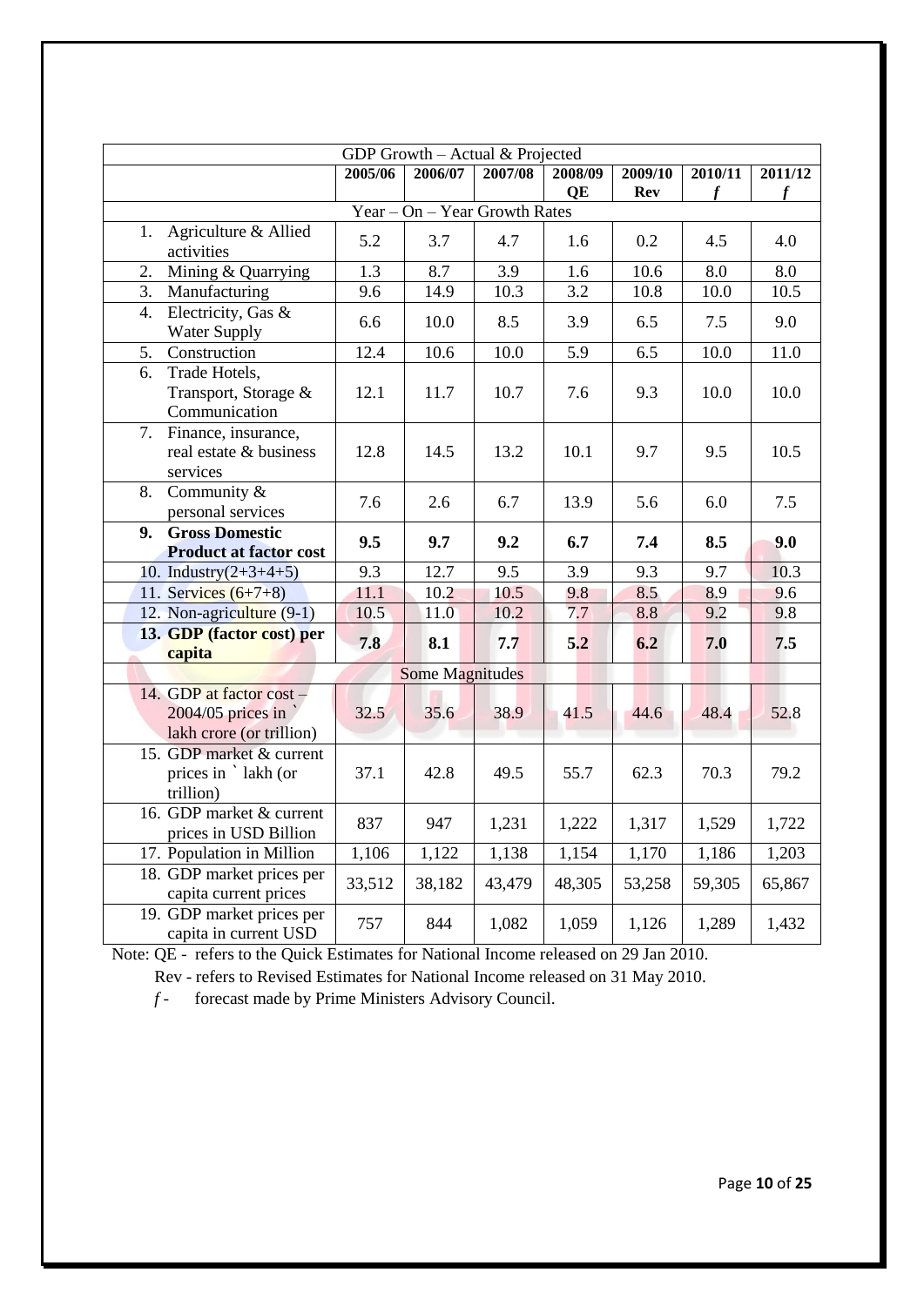| GDP Growth – Actual & Projected | | | | | | | |
|---|---|---|---|---|---|---|---|
| | **2005/06** | **2006/07** | **2007/08** | **2008/09 QE** | **2009/10 Rev** | **2010/11 *f*** | **2011/12 *f*** |
| Year – On – Year Growth Rates | | | | | | | |
| 1. Agriculture & Allied activities | 5.2 | 3.7 | 4.7 | 1.6 | 0.2 | 4.5 | 4.0 |
| 2. Mining & Quarrying | 1.3 | 8.7 | 3.9 | 1.6 | 10.6 | 8.0 | 8.0 |
| 3. Manufacturing | 9.6 | 14.9 | 10.3 | 3.2 | 10.8 | 10.0 | 10.5 |
| 4. Electricity, Gas & Water Supply | 6.6 | 10.0 | 8.5 | 3.9 | 6.5 | 7.5 | 9.0 |
| 5. Construction | 12.4 | 10.6 | 10.0 | 5.9 | 6.5 | 10.0 | 11.0 |
| 6. Trade Hotels, Transport, Storage & Communication | 12.1 | 11.7 | 10.7 | 7.6 | 9.3 | 10.0 | 10.0 |
| 7. Finance, insurance, real estate & business services | 12.8 | 14.5 | 13.2 | 10.1 | 9.7 | 9.5 | 10.5 |
| 8. Community & personal services | 7.6 | 2.6 | 6.7 | 13.9 | 5.6 | 6.0 | 7.5 |
| **9. Gross Domestic Product at factor cost** | **9.5** | **9.7** | **9.2** | **6.7** | **7.4** | **8.5** | **9.0** |
| 10. Industry(2+3+4+5) | 9.3 | 12.7 | 9.5 | 3.9 | 9.3 | 9.7 | 10.3 |
| 11. Services (6+7+8) | 11.1 | 10.2 | 10.5 | 9.8 | 8.5 | 8.9 | 9.6 |
| 12. Non-agriculture (9-1) | 10.5 | 11.0 | 10.2 | 7.7 | 8.8 | 9.2 | 9.8 |
| **13. GDP (factor cost) per capita** | **7.8** | **8.1** | **7.7** | **5.2** | **6.2** | **7.0** | **7.5** |
| Some Magnitudes | | | | | | | |
| 14. GDP at factor cost – 2004/05 prices in ` lakh crore (or trillion) | 32.5 | 35.6 | 38.9 | 41.5 | 44.6 | 48.4 | 52.8 |
| 15. GDP market & current prices in ` lakh (or trillion) | 37.1 | 42.8 | 49.5 | 55.7 | 62.3 | 70.3 | 79.2 |
| 16. GDP market & current prices in USD Billion | 837 | 947 | 1,231 | 1,222 | 1,317 | 1,529 | 1,722 |
| 17. Population in Million | 1,106 | 1,122 | 1,138 | 1,154 | 1,170 | 1,186 | 1,203 |
| 18. GDP market prices per capita current prices | 33,512 | 38,182 | 43,479 | 48,305 | 53,258 | 59,305 | 65,867 |
| 19. GDP market prices per capita in current USD | 757 | 844 | 1,082 | 1,059 | 1,126 | 1,289 | 1,432 |

Note: QE - refers to the Quick Estimates for National Income released on 29 Jan 2010.

Rev - refers to Revised Estimates for National Income released on 31 May 2010.

*f* - forecast made by Prime Ministers Advisory Council.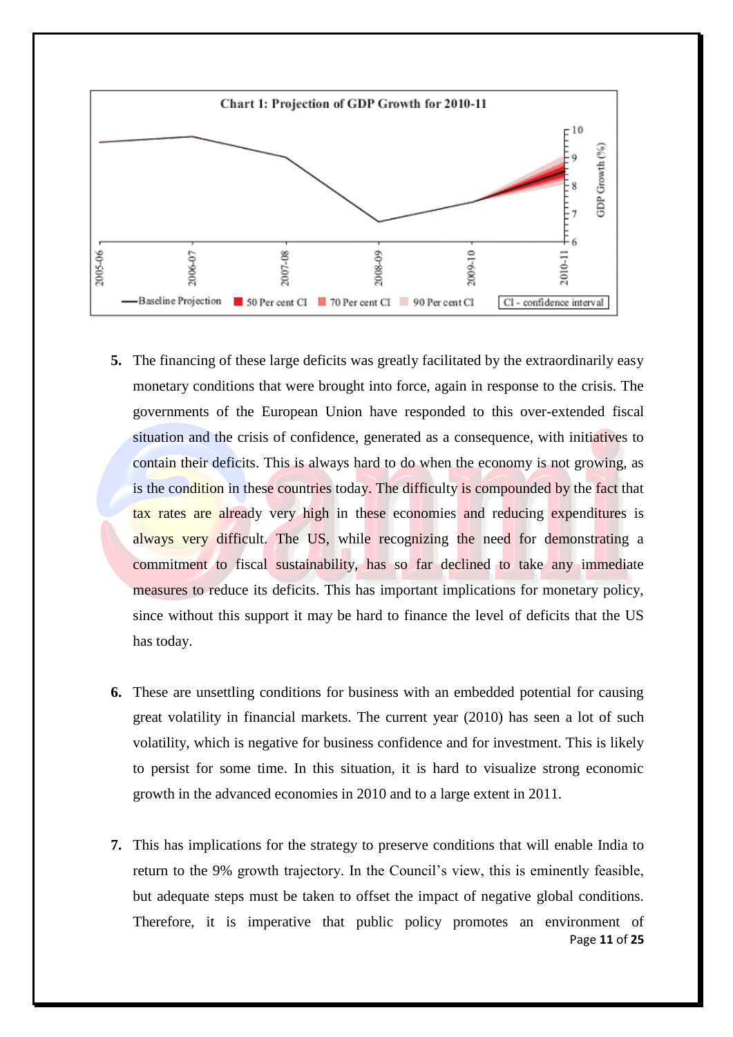**Chart 1: Projection of GDP Growth for 2010-11**

5. The financing of these large deficits was greatly facilitated by the extraordinarily easy monetary conditions that were brought into force, again in response to the crisis. The governments of the European Union have responded to this over-extended fiscal situation and the crisis of confidence, generated as a consequence, with initiatives to contain their deficits. This is always hard to do when the economy is not growing, as is the condition in these countries today. The difficulty is compounded by the fact that tax rates are already very high in these economies and reducing expenditures is always very difficult. The US, while recognizing the need for demonstrating a commitment to fiscal sustainability, has so far declined to take any immediate measures to reduce its deficits. This has important implications for monetary policy, since without this support it may be hard to finance the level of deficits that the US has today.

6. These are unsettling conditions for business with an embedded potential for causing great volatility in financial markets. The current year (2010) has seen a lot of such volatility, which is negative for business confidence and for investment. This is likely to persist for some time. In this situation, it is hard to visualize strong economic growth in the advanced economies in 2010 and to a large extent in 2011.

7. This has implications for the strategy to preserve conditions that will enable India to return to the 9% growth trajectory. In the Council's view, this is eminently feasible, but adequate steps must be taken to offset the impact of negative global conditions. Therefore, it is imperative that public policy promotes an environment of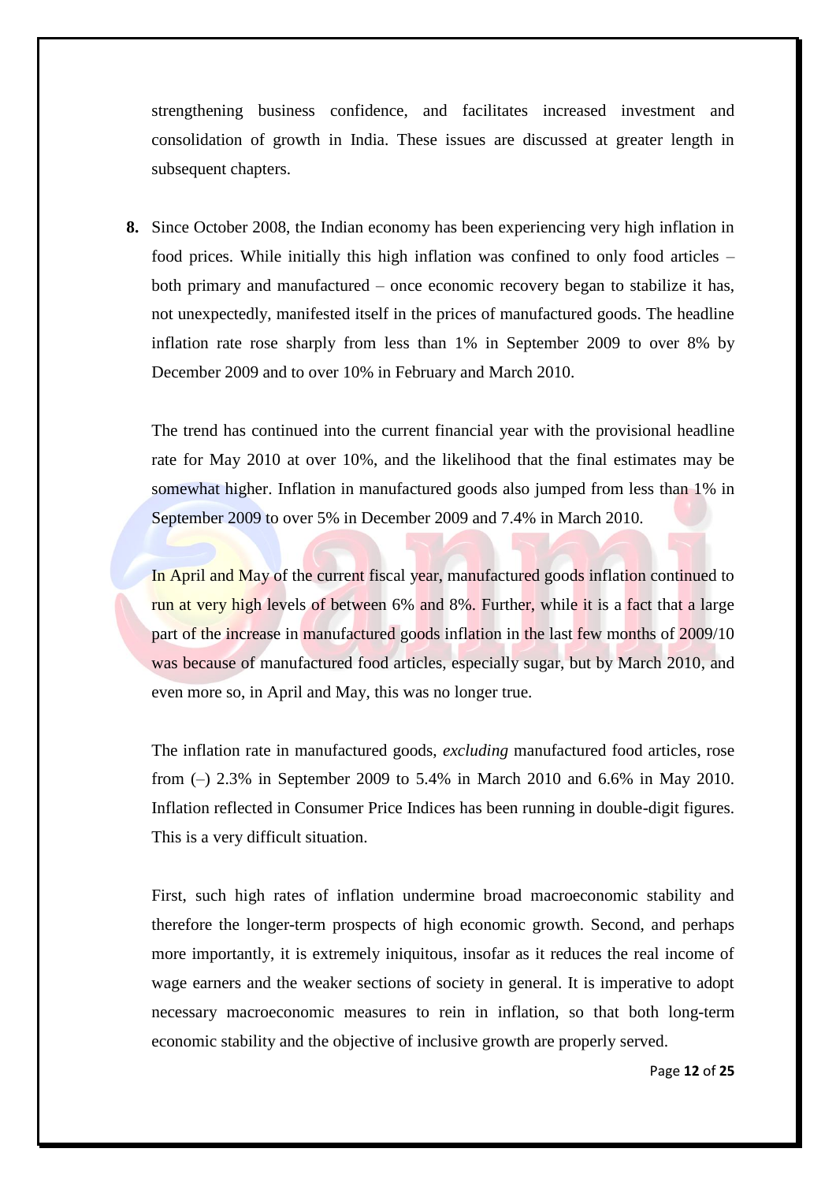strengthening business confidence, and facilitates increased investment and consolidation of growth in India. These issues are discussed at greater length in subsequent chapters.

**8.** Since October 2008, the Indian economy has been experiencing very high inflation in food prices. While initially this high inflation was confined to only food articles – both primary and manufactured – once economic recovery began to stabilize it has, not unexpectedly, manifested itself in the prices of manufactured goods. The headline inflation rate rose sharply from less than 1% in September 2009 to over 8% by December 2009 and to over 10% in February and March 2010.

The trend has continued into the current financial year with the provisional headline rate for May 2010 at over 10%, and the likelihood that the final estimates may be somewhat higher. Inflation in manufactured goods also jumped from less than 1% in September 2009 to over 5% in December 2009 and 7.4% in March 2010.

In April and May of the current fiscal year, manufactured goods inflation continued to run at very high levels of between 6% and 8%. Further, while it is a fact that a large part of the increase in manufactured goods inflation in the last few months of 2009/10 was because of manufactured food articles, especially sugar, but by March 2010, and even more so, in April and May, this was no longer true.

The inflation rate in manufactured goods, *excluding* manufactured food articles, rose from (–) 2.3% in September 2009 to 5.4% in March 2010 and 6.6% in May 2010. Inflation reflected in Consumer Price Indices has been running in double-digit figures. This is a very difficult situation.

First, such high rates of inflation undermine broad macroeconomic stability and therefore the longer-term prospects of high economic growth. Second, and perhaps more importantly, it is extremely iniquitous, insofar as it reduces the real income of wage earners and the weaker sections of society in general. It is imperative to adopt necessary macroeconomic measures to rein in inflation, so that both long-term economic stability and the objective of inclusive growth are properly served.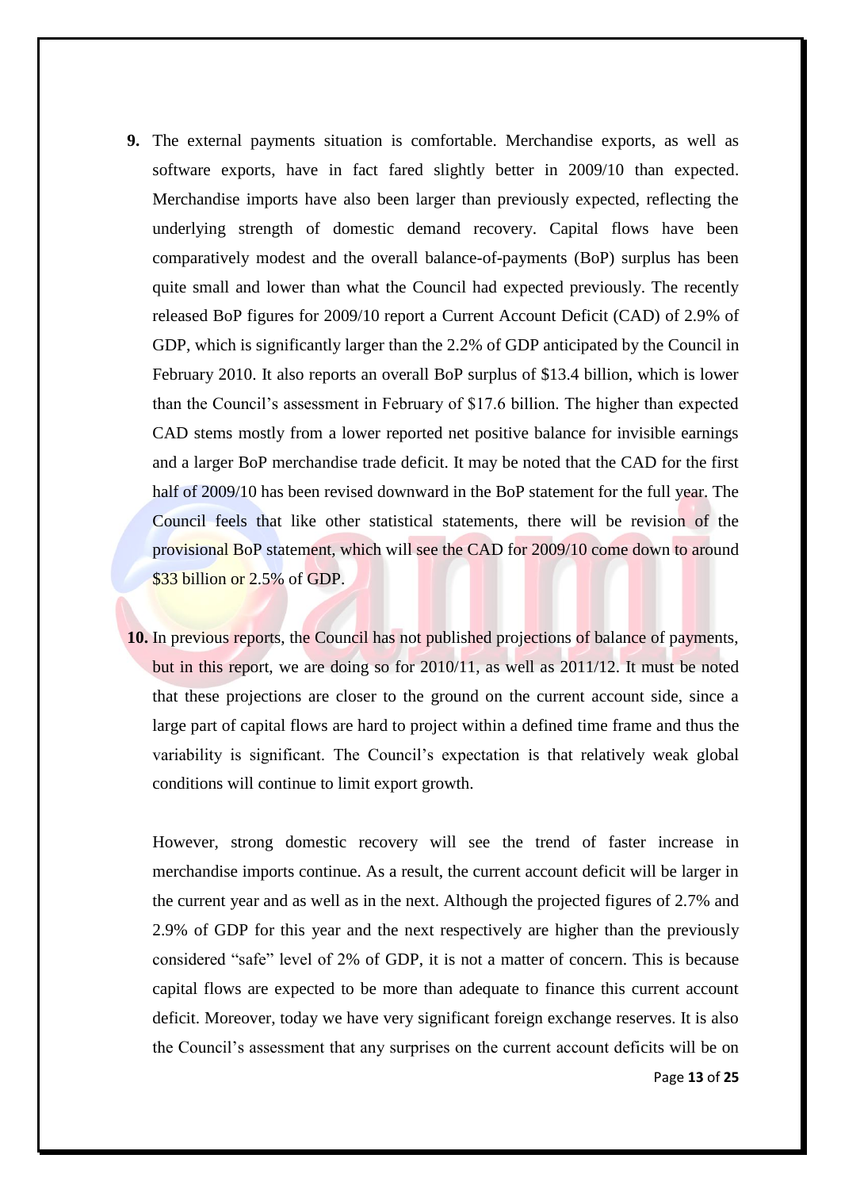**9.** The external payments situation is comfortable. Merchandise exports, as well as software exports, have in fact fared slightly better in 2009/10 than expected. Merchandise imports have also been larger than previously expected, reflecting the underlying strength of domestic demand recovery. Capital flows have been comparatively modest and the overall balance-of-payments (BoP) surplus has been quite small and lower than what the Council had expected previously. The recently released BoP figures for 2009/10 report a Current Account Deficit (CAD) of 2.9% of GDP, which is significantly larger than the 2.2% of GDP anticipated by the Council in February 2010. It also reports an overall BoP surplus of $13.4 billion, which is lower than the Council's assessment in February of $17.6 billion. The higher than expected CAD stems mostly from a lower reported net positive balance for invisible earnings and a larger BoP merchandise trade deficit. It may be noted that the CAD for the first half of 2009/10 has been revised downward in the BoP statement for the full year. The Council feels that like other statistical statements, there will be revision of the provisional BoP statement, which will see the CAD for 2009/10 come down to around $33 billion or 2.5% of GDP.

**10.** In previous reports, the Council has not published projections of balance of payments, but in this report, we are doing so for 2010/11, as well as 2011/12. It must be noted that these projections are closer to the ground on the current account side, since a large part of capital flows are hard to project within a defined time frame and thus the variability is significant. The Council's expectation is that relatively weak global conditions will continue to limit export growth.

However, strong domestic recovery will see the trend of faster increase in merchandise imports continue. As a result, the current account deficit will be larger in the current year and as well as in the next. Although the projected figures of 2.7% and 2.9% of GDP for this year and the next respectively are higher than the previously considered "safe" level of 2% of GDP, it is not a matter of concern. This is because capital flows are expected to be more than adequate to finance this current account deficit. Moreover, today we have very significant foreign exchange reserves. It is also the Council's assessment that any surprises on the current account deficits will be on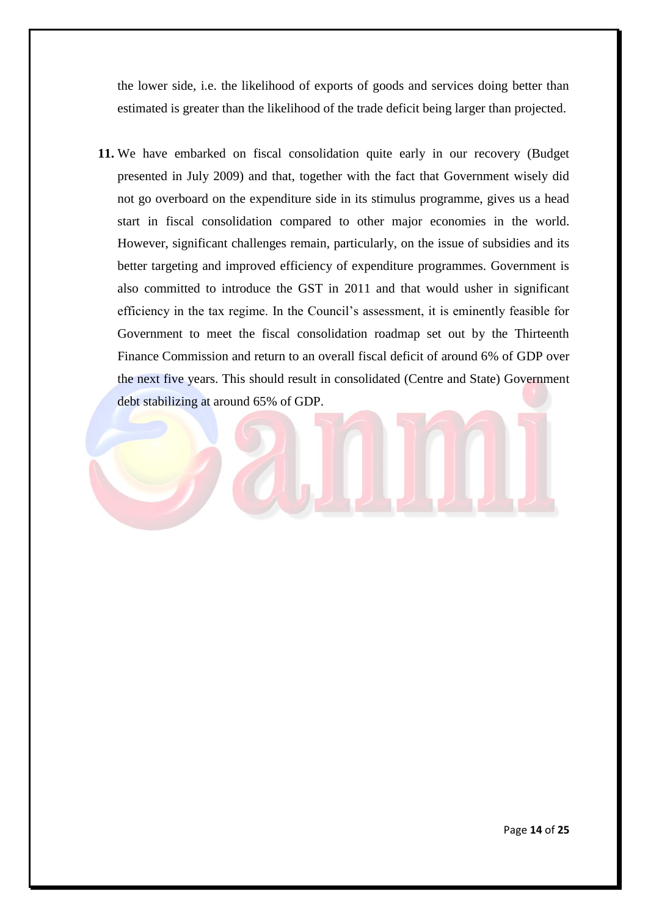the lower side, i.e. the likelihood of exports of goods and services doing better than estimated is greater than the likelihood of the trade deficit being larger than projected.

**11.** We have embarked on fiscal consolidation quite early in our recovery (Budget presented in July 2009) and that, together with the fact that Government wisely did not go overboard on the expenditure side in its stimulus programme, gives us a head start in fiscal consolidation compared to other major economies in the world. However, significant challenges remain, particularly, on the issue of subsidies and its better targeting and improved efficiency of expenditure programmes. Government is also committed to introduce the GST in 2011 and that would usher in significant efficiency in the tax regime. In the Council's assessment, it is eminently feasible for Government to meet the fiscal consolidation roadmap set out by the Thirteenth Finance Commission and return to an overall fiscal deficit of around 6% of GDP over the next five years. This should result in consolidated (Centre and State) Government debt stabilizing at around 65% of GDP.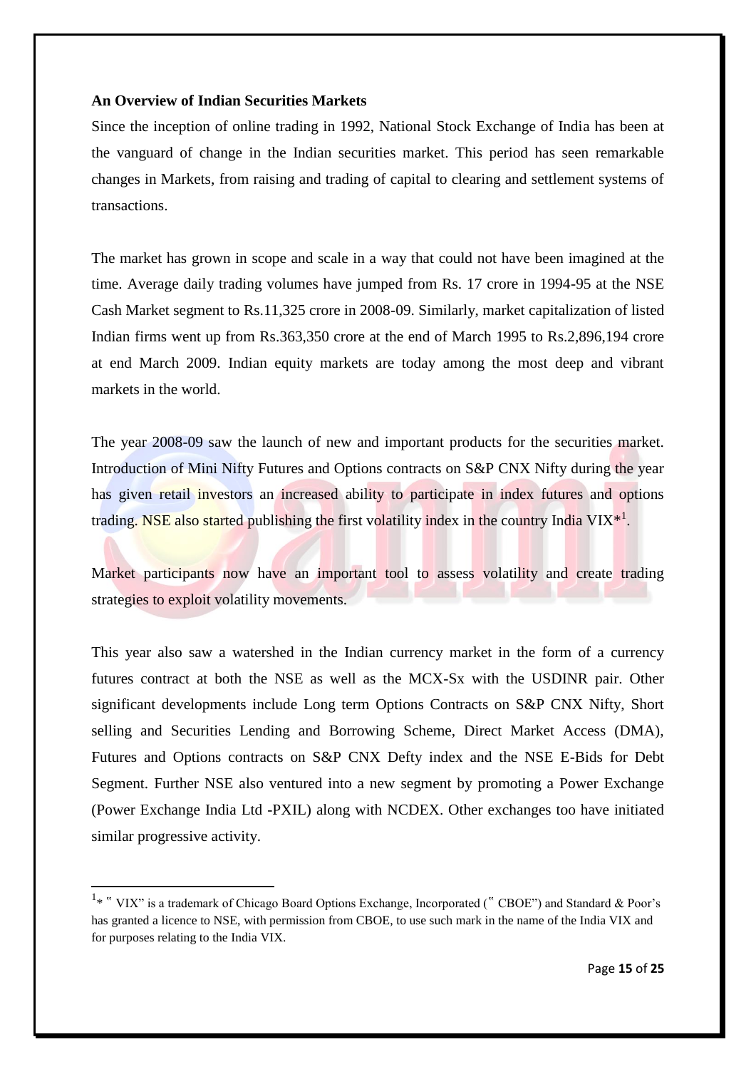**An Overview of Indian Securities Markets**

Since the inception of online trading in 1992, National Stock Exchange of India has been at the vanguard of change in the Indian securities market. This period has seen remarkable changes in Markets, from raising and trading of capital to clearing and settlement systems of transactions.

The market has grown in scope and scale in a way that could not have been imagined at the time. Average daily trading volumes have jumped from Rs. 17 crore in 1994-95 at the NSE Cash Market segment to Rs.11,325 crore in 2008-09. Similarly, market capitalization of listed Indian firms went up from Rs.363,350 crore at the end of March 1995 to Rs.2,896,194 crore at end March 2009. Indian equity markets are today among the most deep and vibrant markets in the world.

The year 2008-09 saw the launch of new and important products for the securities market. Introduction of Mini Nifty Futures and Options contracts on S&P CNX Nifty during the year has given retail investors an increased ability to participate in index futures and options trading. NSE also started publishing the first volatility index in the country India VIX*[1].

Market participants now have an important tool to assess volatility and create trading strategies to exploit volatility movements.

This year also saw a watershed in the Indian currency market in the form of a currency futures contract at both the NSE as well as the MCX-Sx with the USDINR pair. Other significant developments include Long term Options Contracts on S&P CNX Nifty, Short selling and Securities Lending and Borrowing Scheme, Direct Market Access (DMA), Futures and Options contracts on S&P CNX Defty index and the NSE E-Bids for Debt Segment. Further NSE also ventured into a new segment by promoting a Power Exchange (Power Exchange India Ltd -PXIL) along with NCDEX. Other exchanges too have initiated similar progressive activity.

---

[1] * " VIX" is a trademark of Chicago Board Options Exchange, Incorporated (" CBOE") and Standard & Poor's has granted a licence to NSE, with permission from CBOE, to use such mark in the name of the India VIX and for purposes relating to the India VIX.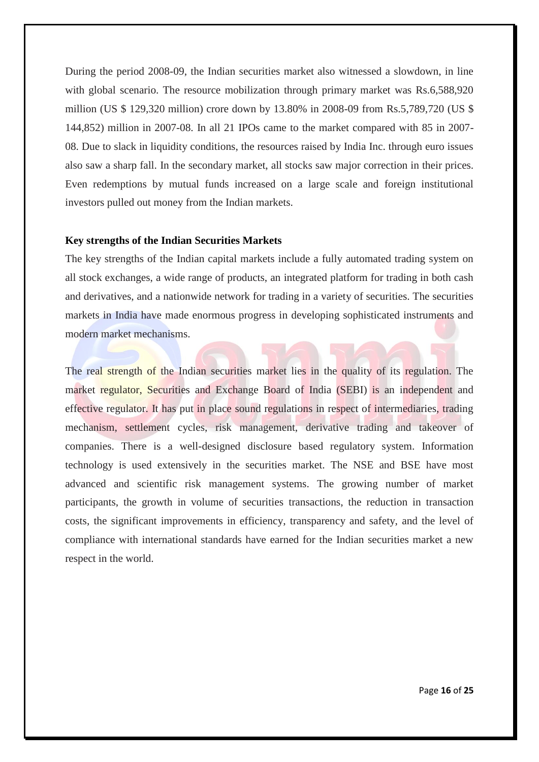During the period 2008-09, the Indian securities market also witnessed a slowdown, in line with global scenario. The resource mobilization through primary market was Rs.6,588,920 million (US $ 129,320 million) crore down by 13.80% in 2008-09 from Rs.5,789,720 (US $ 144,852) million in 2007-08. In all 21 IPOs came to the market compared with 85 in 2007-08. Due to slack in liquidity conditions, the resources raised by India Inc. through euro issues also saw a sharp fall. In the secondary market, all stocks saw major correction in their prices. Even redemptions by mutual funds increased on a large scale and foreign institutional investors pulled out money from the Indian markets.

**Key strengths of the Indian Securities Markets**

The key strengths of the Indian capital markets include a fully automated trading system on all stock exchanges, a wide range of products, an integrated platform for trading in both cash and derivatives, and a nationwide network for trading in a variety of securities. The securities markets in India have made enormous progress in developing sophisticated instruments and modern market mechanisms.

The real strength of the Indian securities market lies in the quality of its regulation. The market regulator, Securities and Exchange Board of India (SEBI) is an independent and effective regulator. It has put in place sound regulations in respect of intermediaries, trading mechanism, settlement cycles, risk management, derivative trading and takeover of companies. There is a well-designed disclosure based regulatory system. Information technology is used extensively in the securities market. The NSE and BSE have most advanced and scientific risk management systems. The growing number of market participants, the growth in volume of securities transactions, the reduction in transaction costs, the significant improvements in efficiency, transparency and safety, and the level of compliance with international standards have earned for the Indian securities market a new respect in the world.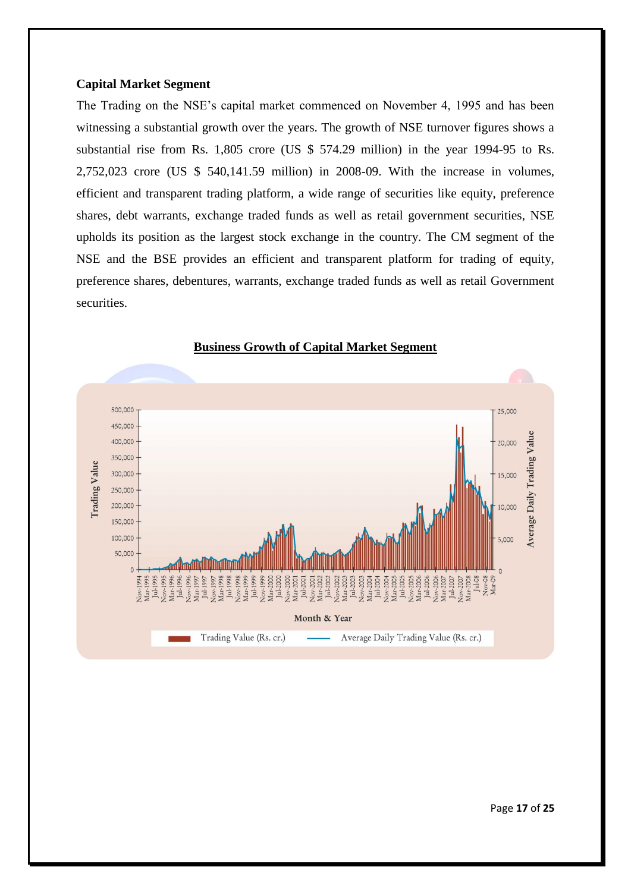**Capital Market Segment**

The Trading on the NSE's capital market commenced on November 4, 1995 and has been witnessing a substantial growth over the years. The growth of NSE turnover figures shows a substantial rise from Rs. 1,805 crore (US $ 574.29 million) in the year 1994-95 to Rs. 2,752,023 crore (US $ 540,141.59 million) in 2008-09. With the increase in volumes, efficient and transparent trading platform, a wide range of securities like equity, preference shares, debt warrants, exchange traded funds as well as retail government securities, NSE upholds its position as the largest stock exchange in the country. The CM segment of the NSE and the BSE provides an efficient and transparent platform for trading of equity, preference shares, debentures, warrants, exchange traded funds as well as retail Government securities.

**Business Growth of Capital Market Segment**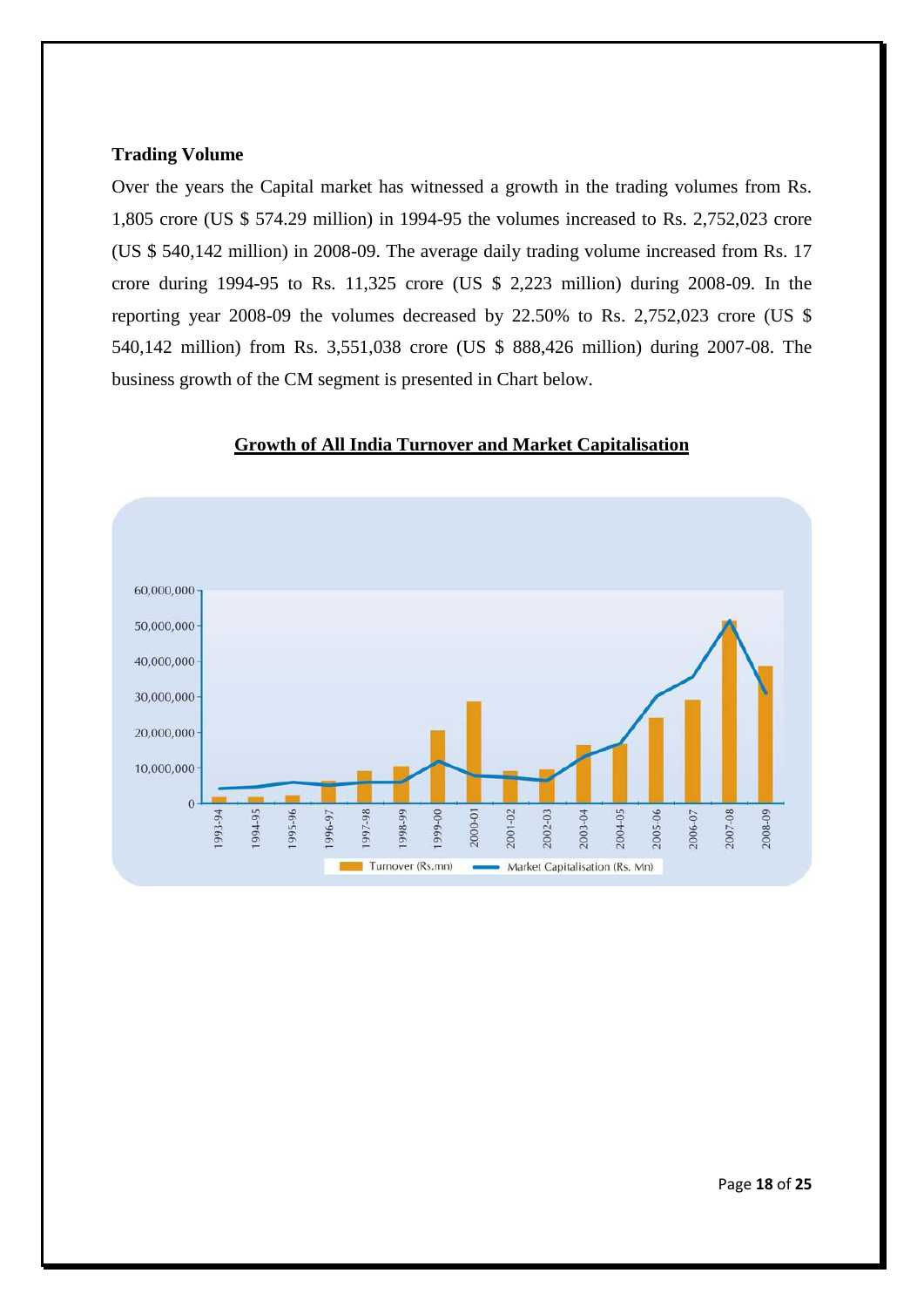**Trading Volume**

Over the years the Capital market has witnessed a growth in the trading volumes from Rs. 1,805 crore (US $ 574.29 million) in 1994-95 the volumes increased to Rs. 2,752,023 crore (US $ 540,142 million) in 2008-09. The average daily trading volume increased from Rs. 17 crore during 1994-95 to Rs. 11,325 crore (US $ 2,223 million) during 2008-09. In the reporting year 2008-09 the volumes decreased by 22.50% to Rs. 2,752,023 crore (US $ 540,142 million) from Rs. 3,551,038 crore (US $ 888,426 million) during 2007-08. The business growth of the CM segment is presented in Chart below.

**Growth of All India Turnover and Market Capitalisation**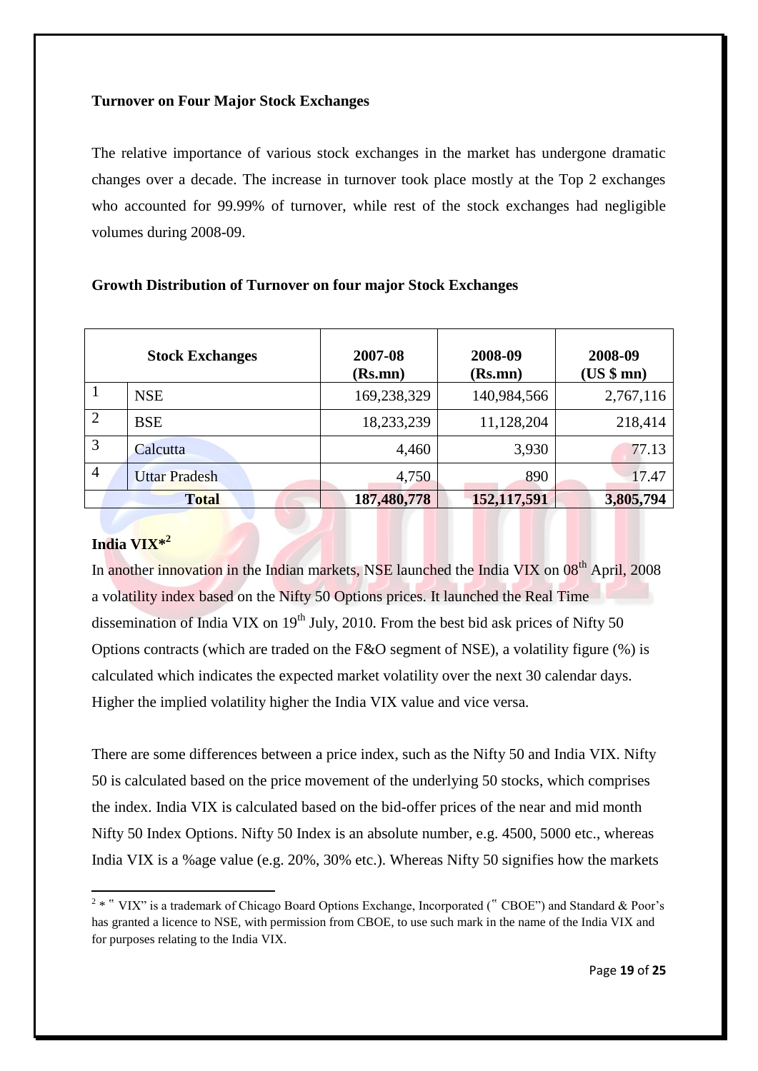**Turnover on Four Major Stock Exchanges**

The relative importance of various stock exchanges in the market has undergone dramatic changes over a decade. The increase in turnover took place mostly at the Top 2 exchanges who accounted for 99.99% of turnover, while rest of the stock exchanges had negligible volumes during 2008-09.

**Growth Distribution of Turnover on four major Stock Exchanges**

| Stock Exchanges | | 2007-08 (Rs.mn) | 2008-09 (Rs.mn) | 2008-09 (US $ mn) |
|---|---|---|---|---|
| 1 | NSE | 169,238,329 | 140,984,566 | 2,767,116 |
| 2 | BSE | 18,233,239 | 11,128,204 | 218,414 |
| 3 | Calcutta | 4,460 | 3,930 | 77.13 |
| 4 | Uttar Pradesh | 4,750 | 890 | 17.47 |
| **Total** | | **187,480,778** | **152,117,591** | **3,805,794** |

**India VIX*[2]**

In another innovation in the Indian markets, NSE launched the India VIX on 08th April, 2008 a volatility index based on the Nifty 50 Options prices. It launched the Real Time dissemination of India VIX on 19th July, 2010. From the best bid ask prices of Nifty 50 Options contracts (which are traded on the F&O segment of NSE), a volatility figure (%) is calculated which indicates the expected market volatility over the next 30 calendar days. Higher the implied volatility higher the India VIX value and vice versa.

There are some differences between a price index, such as the Nifty 50 and India VIX. Nifty 50 is calculated based on the price movement of the underlying 50 stocks, which comprises the index. India VIX is calculated based on the bid-offer prices of the near and mid month Nifty 50 Index Options. Nifty 50 Index is an absolute number, e.g. 4500, 5000 etc., whereas India VIX is a %age value (e.g. 20%, 30% etc.). Whereas Nifty 50 signifies how the markets

[2] * " VIX" is a trademark of Chicago Board Options Exchange, Incorporated (" CBOE") and Standard & Poor's has granted a licence to NSE, with permission from CBOE, to use such mark in the name of the India VIX and for purposes relating to the India VIX.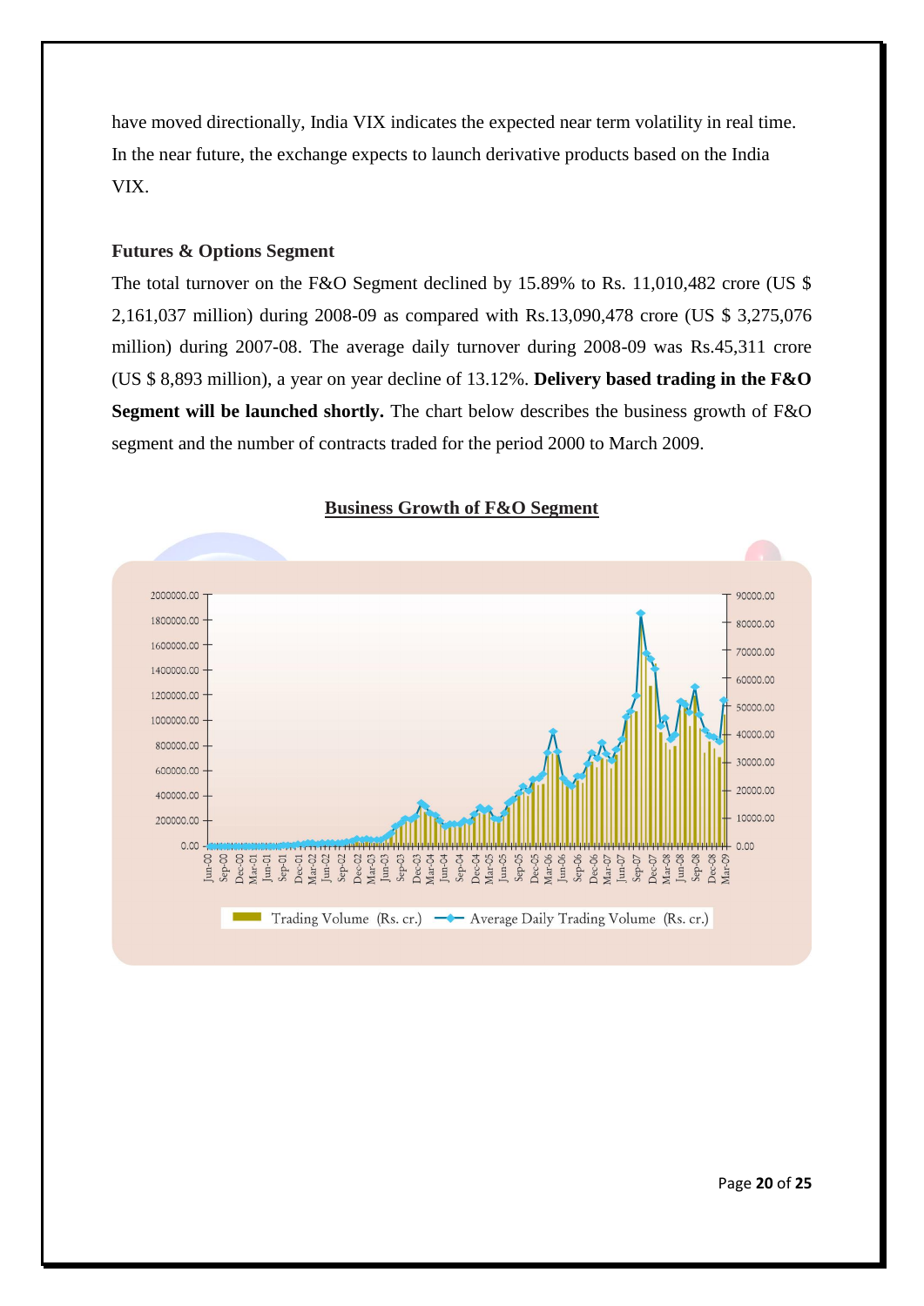have moved directionally, India VIX indicates the expected near term volatility in real time. In the near future, the exchange expects to launch derivative products based on the India VIX.

**Futures & Options Segment**

The total turnover on the F&O Segment declined by 15.89% to Rs. 11,010,482 crore (US $ 2,161,037 million) during 2008-09 as compared with Rs.13,090,478 crore (US $ 3,275,076 million) during 2007-08. The average daily turnover during 2008-09 was Rs.45,311 crore (US $ 8,893 million), a year on year decline of 13.12%. **Delivery based trading in the F&O Segment will be launched shortly.** The chart below describes the business growth of F&O segment and the number of contracts traded for the period 2000 to March 2009.

**Business Growth of F&O Segment**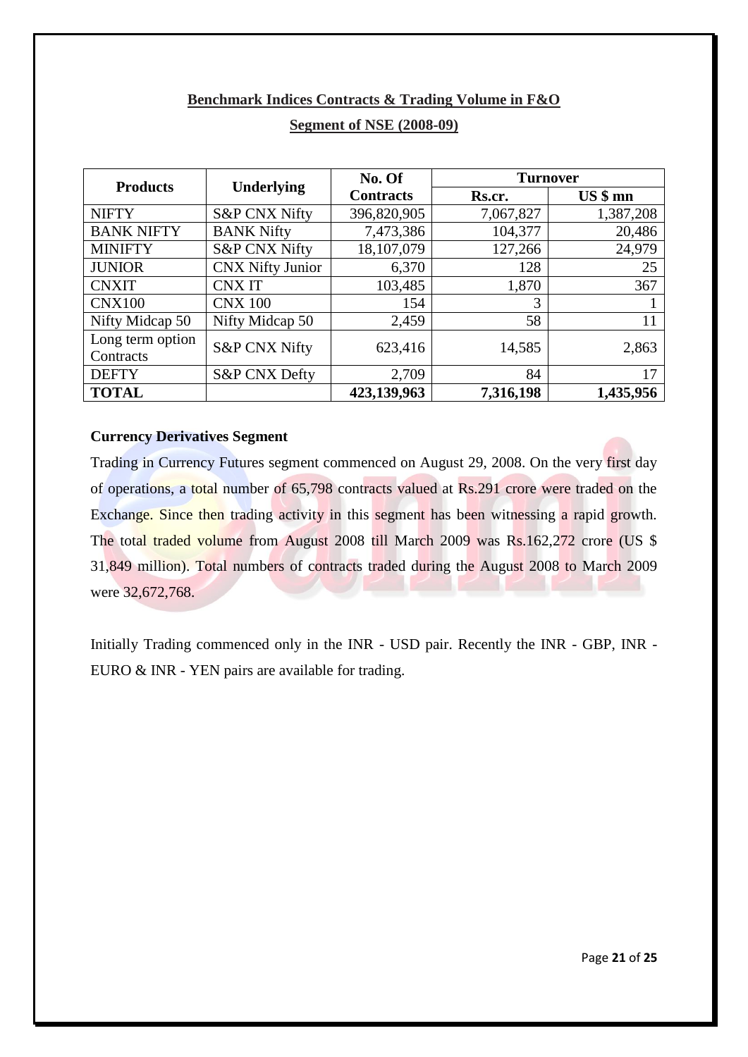## Benchmark Indices Contracts & Trading Volume in F&O Segment of NSE (2008-09)

| Products | Underlying | No. Of Contracts | Turnover | |
|---|---|---|---|---|
| | | | Rs.cr. | US $ mn |
| NIFTY | S&P CNX Nifty | 396,820,905 | 7,067,827 | 1,387,208 |
| BANK NIFTY | BANK Nifty | 7,473,386 | 104,377 | 20,486 |
| MINIFTY | S&P CNX Nifty | 18,107,079 | 127,266 | 24,979 |
| JUNIOR | CNX Nifty Junior | 6,370 | 128 | 25 |
| CNXIT | CNX IT | 103,485 | 1,870 | 367 |
| CNX100 | CNX 100 | 154 | 3 | 1 |
| Nifty Midcap 50 | Nifty Midcap 50 | 2,459 | 58 | 11 |
| Long term option Contracts | S&P CNX Nifty | 623,416 | 14,585 | 2,863 |
| DEFTY | S&P CNX Defty | 2,709 | 84 | 17 |
| **TOTAL** | | **423,139,963** | **7,316,198** | **1,435,956** |

**Currency Derivatives Segment**

Trading in Currency Futures segment commenced on August 29, 2008. On the very first day of operations, a total number of 65,798 contracts valued at Rs.291 crore were traded on the Exchange. Since then trading activity in this segment has been witnessing a rapid growth. The total traded volume from August 2008 till March 2009 was Rs.162,272 crore (US $ 31,849 million). Total numbers of contracts traded during the August 2008 to March 2009 were 32,672,768.

Initially Trading commenced only in the INR - USD pair. Recently the INR - GBP, INR - EURO & INR - YEN pairs are available for trading.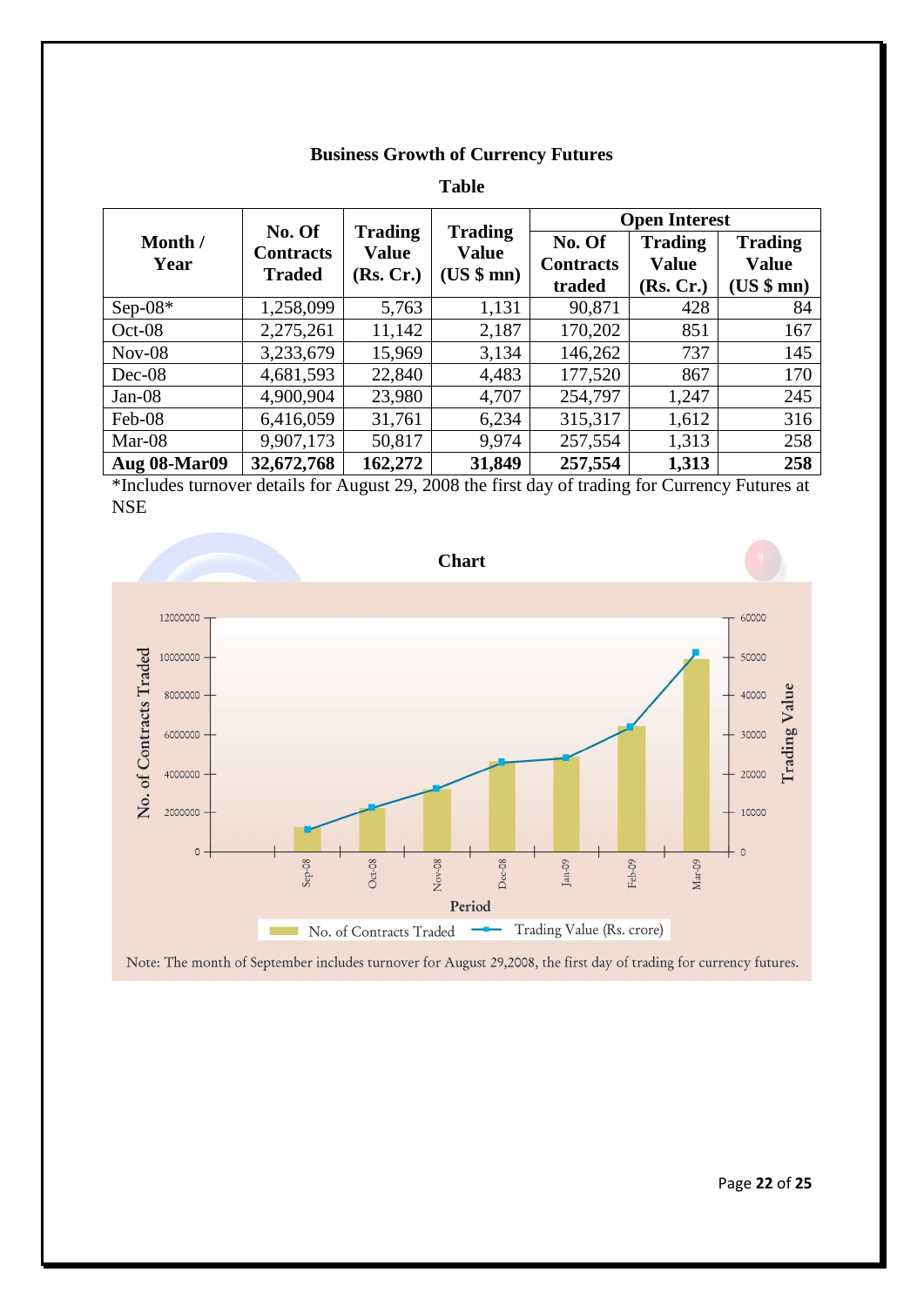## Business Growth of Currency Futures

**Table**

| Month / Year | No. Of Contracts Traded | Trading Value (Rs. Cr.) | Trading Value (US $ mn) | Open Interest | | |
|---|---|---|---|---|---|---|
| | | | | No. Of Contracts traded | Trading Value (Rs. Cr.) | Trading Value (US $ mn) |
| Sep-08* | 1,258,099 | 5,763 | 1,131 | 90,871 | 428 | 84 |
| Oct-08 | 2,275,261 | 11,142 | 2,187 | 170,202 | 851 | 167 |
| Nov-08 | 3,233,679 | 15,969 | 3,134 | 146,262 | 737 | 145 |
| Dec-08 | 4,681,593 | 22,840 | 4,483 | 177,520 | 867 | 170 |
| Jan-08 | 4,900,904 | 23,980 | 4,707 | 254,797 | 1,247 | 245 |
| Feb-08 | 6,416,059 | 31,761 | 6,234 | 315,317 | 1,612 | 316 |
| Mar-08 | 9,907,173 | 50,817 | 9,974 | 257,554 | 1,313 | 258 |
| **Aug 08-Mar09** | **32,672,768** | **162,272** | **31,849** | **257,554** | **1,313** | **258** |

*Includes turnover details for August 29, 2008 the first day of trading for Currency Futures at NSE

**Chart**

Note: The month of September includes turnover for August 29,2008, the first day of trading for currency futures.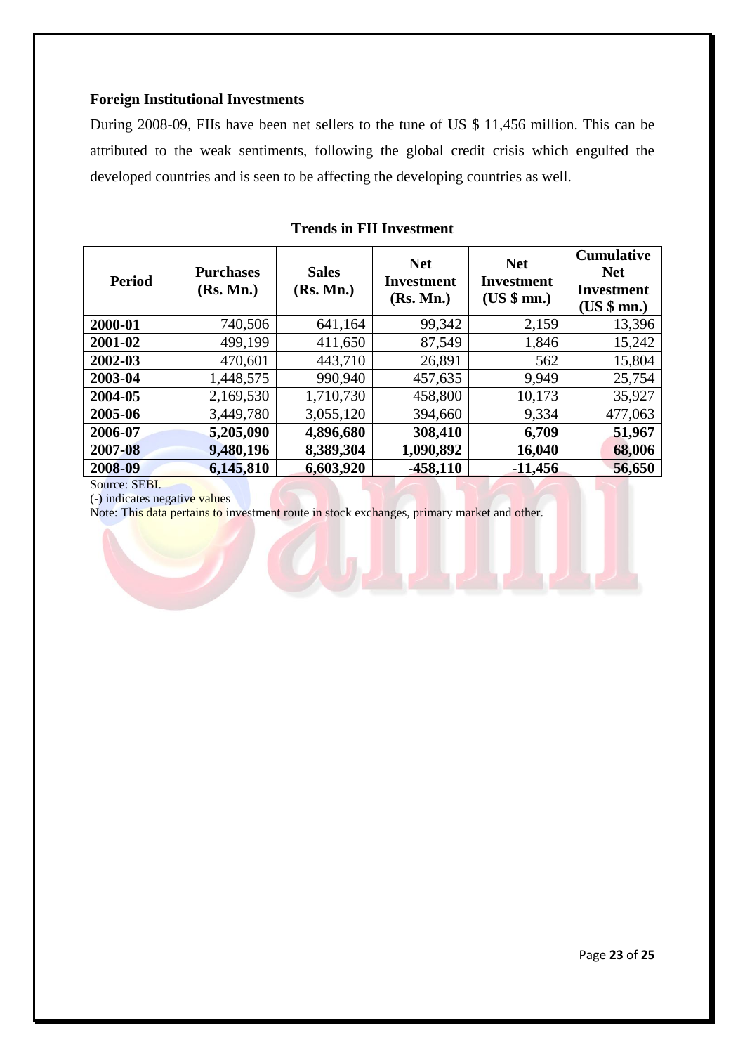### Foreign Institutional Investments

During 2008-09, FIIs have been net sellers to the tune of US $ 11,456 million. This can be attributed to the weak sentiments, following the global credit crisis which engulfed the developed countries and is seen to be affecting the developing countries as well.

**Trends in FII Investment**

| Period | Purchases (Rs. Mn.) | Sales (Rs. Mn.) | Net Investment (Rs. Mn.) | Net Investment (US $ mn.) | Cumulative Net Investment (US $ mn.) |
|---|---|---|---|---|---|
| **2000-01** | 740,506 | 641,164 | 99,342 | 2,159 | 13,396 |
| **2001-02** | 499,199 | 411,650 | 87,549 | 1,846 | 15,242 |
| **2002-03** | 470,601 | 443,710 | 26,891 | 562 | 15,804 |
| **2003-04** | 1,448,575 | 990,940 | 457,635 | 9,949 | 25,754 |
| **2004-05** | 2,169,530 | 1,710,730 | 458,800 | 10,173 | 35,927 |
| **2005-06** | 3,449,780 | 3,055,120 | 394,660 | 9,334 | 477,063 |
| **2006-07** | **5,205,090** | **4,896,680** | **308,410** | **6,709** | **51,967** |
| **2007-08** | **9,480,196** | **8,389,304** | **1,090,892** | **16,040** | **68,006** |
| **2008-09** | **6,145,810** | **6,603,920** | **-458,110** | **-11,456** | **56,650** |

Source: SEBI.
(-) indicates negative values
Note: This data pertains to investment route in stock exchanges, primary market and other.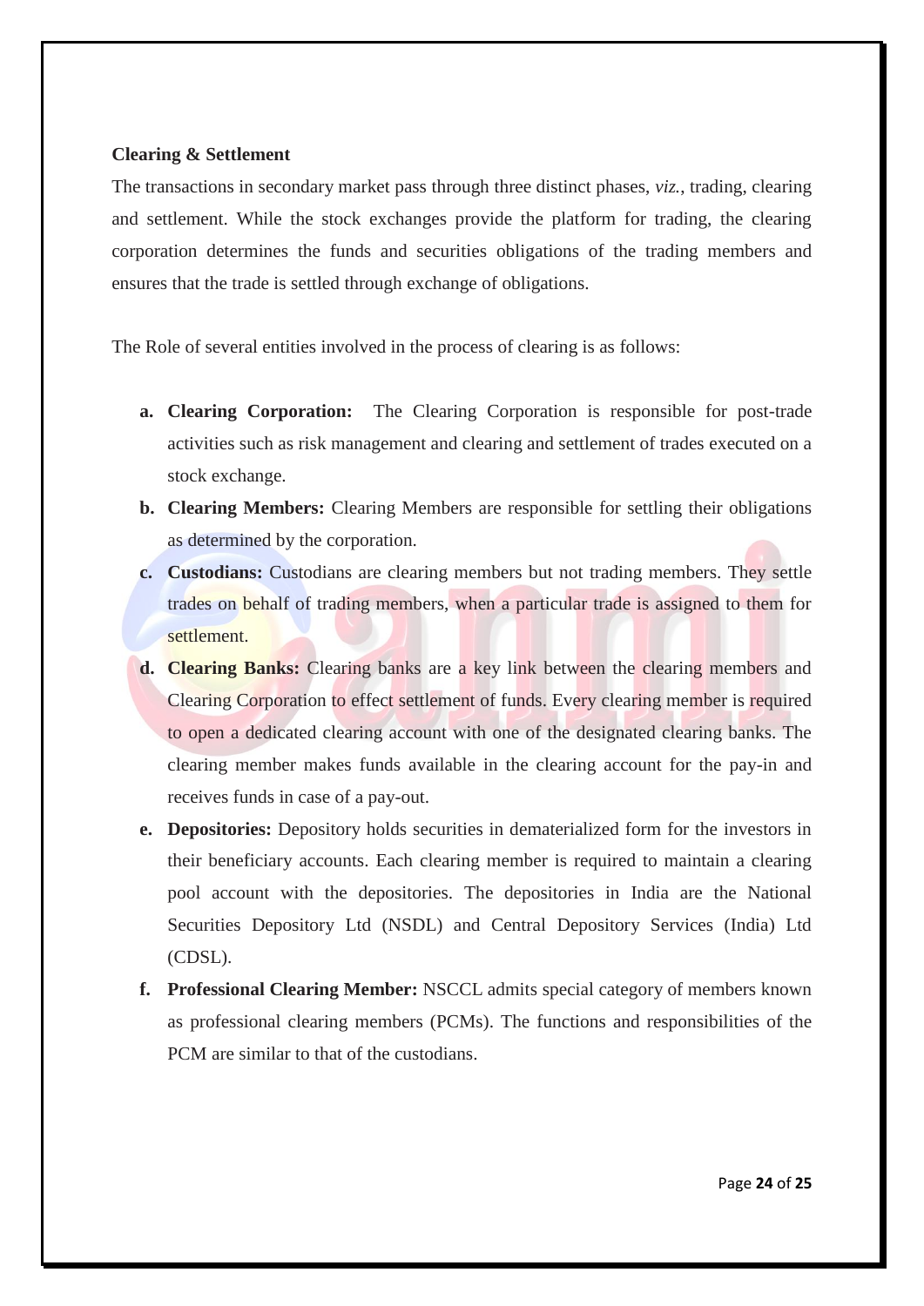**Clearing & Settlement**

The transactions in secondary market pass through three distinct phases, *viz.*, trading, clearing and settlement. While the stock exchanges provide the platform for trading, the clearing corporation determines the funds and securities obligations of the trading members and ensures that the trade is settled through exchange of obligations.

The Role of several entities involved in the process of clearing is as follows:

a. **Clearing Corporation:** The Clearing Corporation is responsible for post-trade activities such as risk management and clearing and settlement of trades executed on a stock exchange.
b. **Clearing Members:** Clearing Members are responsible for settling their obligations as determined by the corporation.
c. **Custodians:** Custodians are clearing members but not trading members. They settle trades on behalf of trading members, when a particular trade is assigned to them for settlement.
d. **Clearing Banks:** Clearing banks are a key link between the clearing members and Clearing Corporation to effect settlement of funds. Every clearing member is required to open a dedicated clearing account with one of the designated clearing banks. The clearing member makes funds available in the clearing account for the pay-in and receives funds in case of a pay-out.
e. **Depositories:** Depository holds securities in dematerialized form for the investors in their beneficiary accounts. Each clearing member is required to maintain a clearing pool account with the depositories. The depositories in India are the National Securities Depository Ltd (NSDL) and Central Depository Services (India) Ltd (CDSL).
f. **Professional Clearing Member:** NSCCL admits special category of members known as professional clearing members (PCMs). The functions and responsibilities of the PCM are similar to that of the custodians.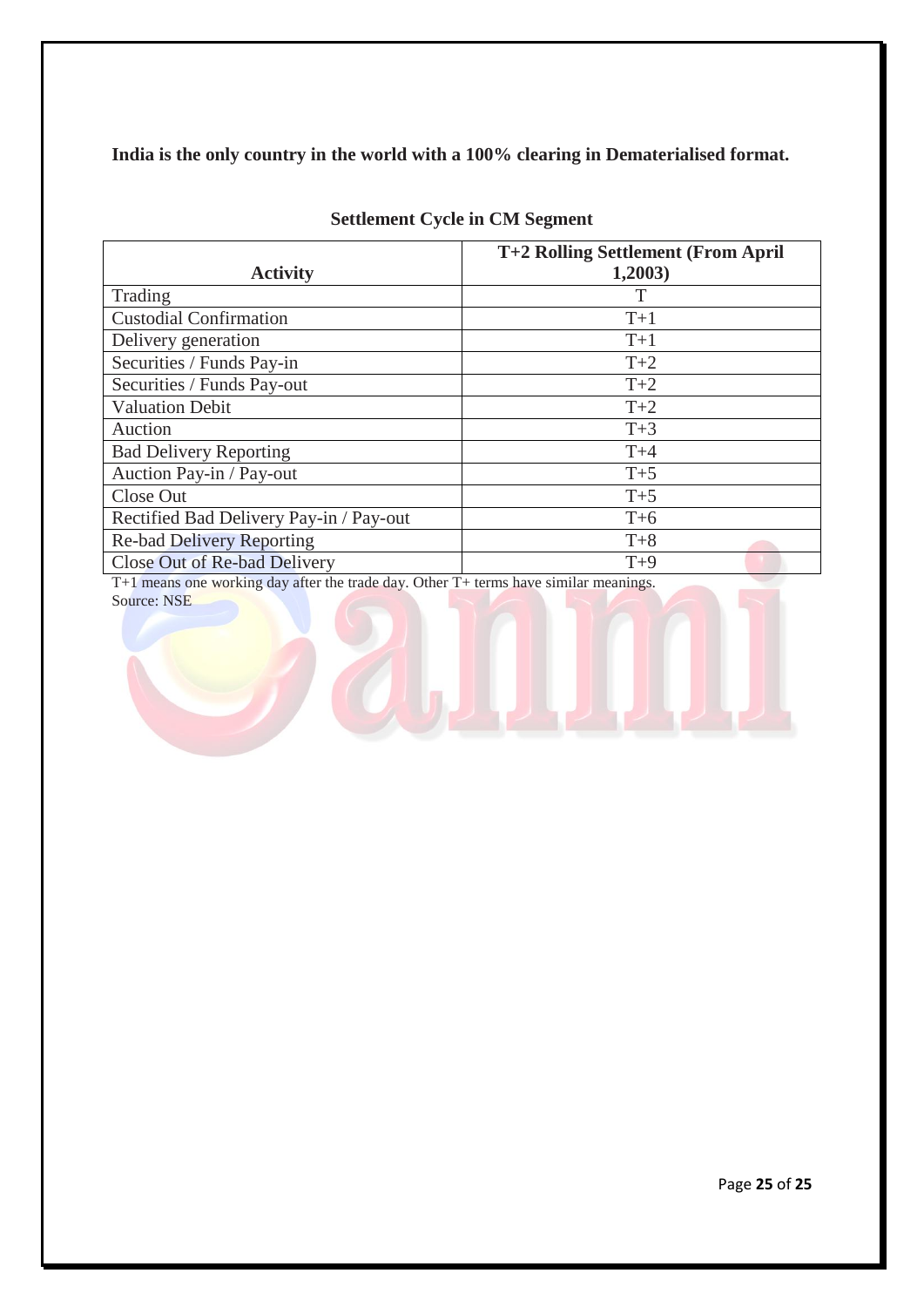**India is the only country in the world with a 100% clearing in Dematerialised format.**

**Settlement Cycle in CM Segment**

| Activity | T+2 Rolling Settlement (From April 1,2003) |
|---|---|
| Trading | T |
| Custodial Confirmation | T+1 |
| Delivery generation | T+1 |
| Securities / Funds Pay-in | T+2 |
| Securities / Funds Pay-out | T+2 |
| Valuation Debit | T+2 |
| Auction | T+3 |
| Bad Delivery Reporting | T+4 |
| Auction Pay-in / Pay-out | T+5 |
| Close Out | T+5 |
| Rectified Bad Delivery Pay-in / Pay-out | T+6 |
| Re-bad Delivery Reporting | T+8 |
| Close Out of Re-bad Delivery | T+9 |

T+1 means one working day after the trade day. Other T+ terms have similar meanings.
Source: NSE